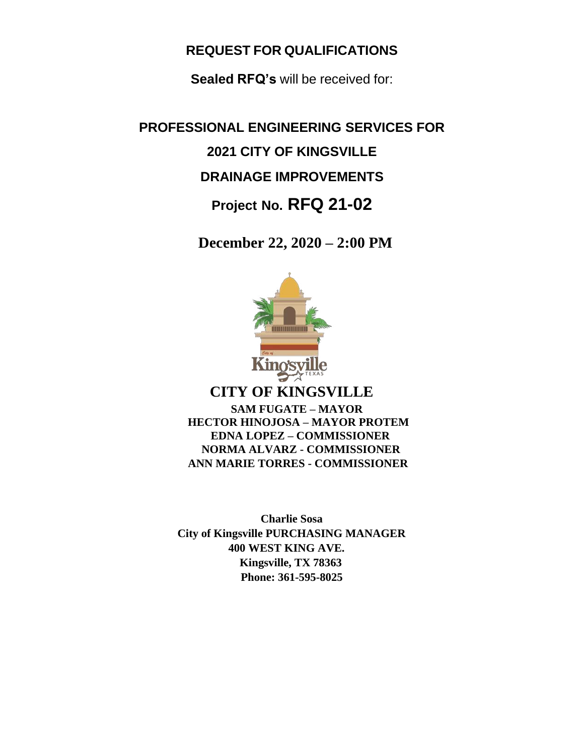# REQUEST FOR QUALIFICATIONS

**Sealed RFQ's** will be received for:

# PROFESSIONAL ENGINEERING SERVICES FOR
# 2021 CITY OF KINGSVILLE
# DRAINAGE IMPROVEMENTS
# Project No. RFQ 21-02

**December 22, 2020 – 2:00 PM**

## CITY OF KINGSVILLE

**SAM FUGATE – MAYOR**
**HECTOR HINOJOSA – MAYOR PROTEM**
**EDNA LOPEZ – COMMISSIONER**
**NORMA ALVARZ - COMMISSIONER**
**ANN MARIE TORRES - COMMISSIONER**

**Charlie Sosa**
**City of Kingsville PURCHASING MANAGER**
**400 WEST KING AVE.**
**Kingsville, TX 78363**
**Phone: 361-595-8025**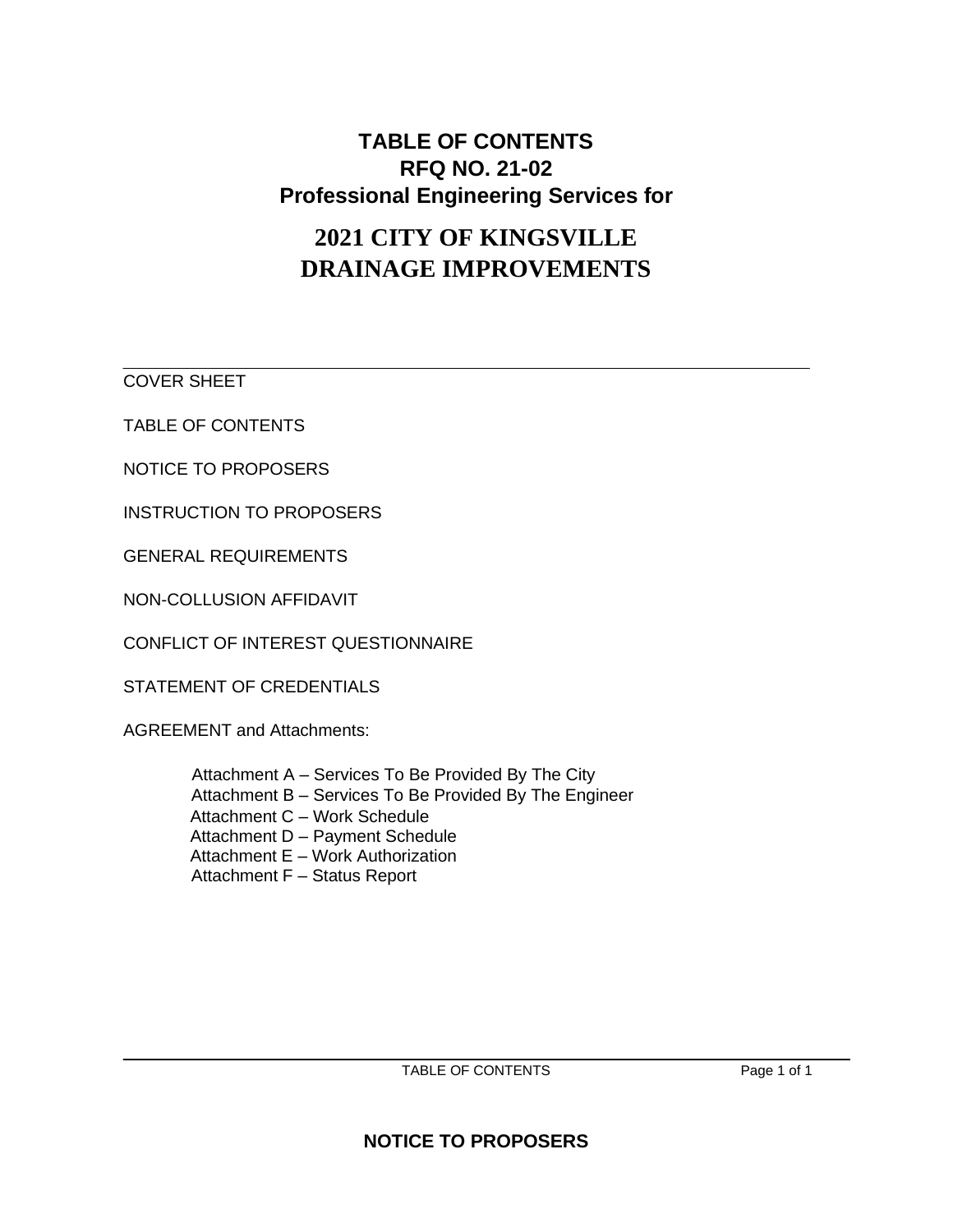# TABLE OF CONTENTS
# RFQ NO. 21-02
# Professional Engineering Services for

# 2021 CITY OF KINGSVILLE DRAINAGE IMPROVEMENTS

---

COVER SHEET

TABLE OF CONTENTS

NOTICE TO PROPOSERS

INSTRUCTION TO PROPOSERS

GENERAL REQUIREMENTS

NON-COLLUSION AFFIDAVIT

CONFLICT OF INTEREST QUESTIONNAIRE

STATEMENT OF CREDENTIALS

AGREEMENT and Attachments:

- Attachment A – Services To Be Provided By The City
- Attachment B – Services To Be Provided By The Engineer
- Attachment C – Work Schedule
- Attachment D – Payment Schedule
- Attachment E – Work Authorization
- Attachment F – Status Report

## NOTICE TO PROPOSERS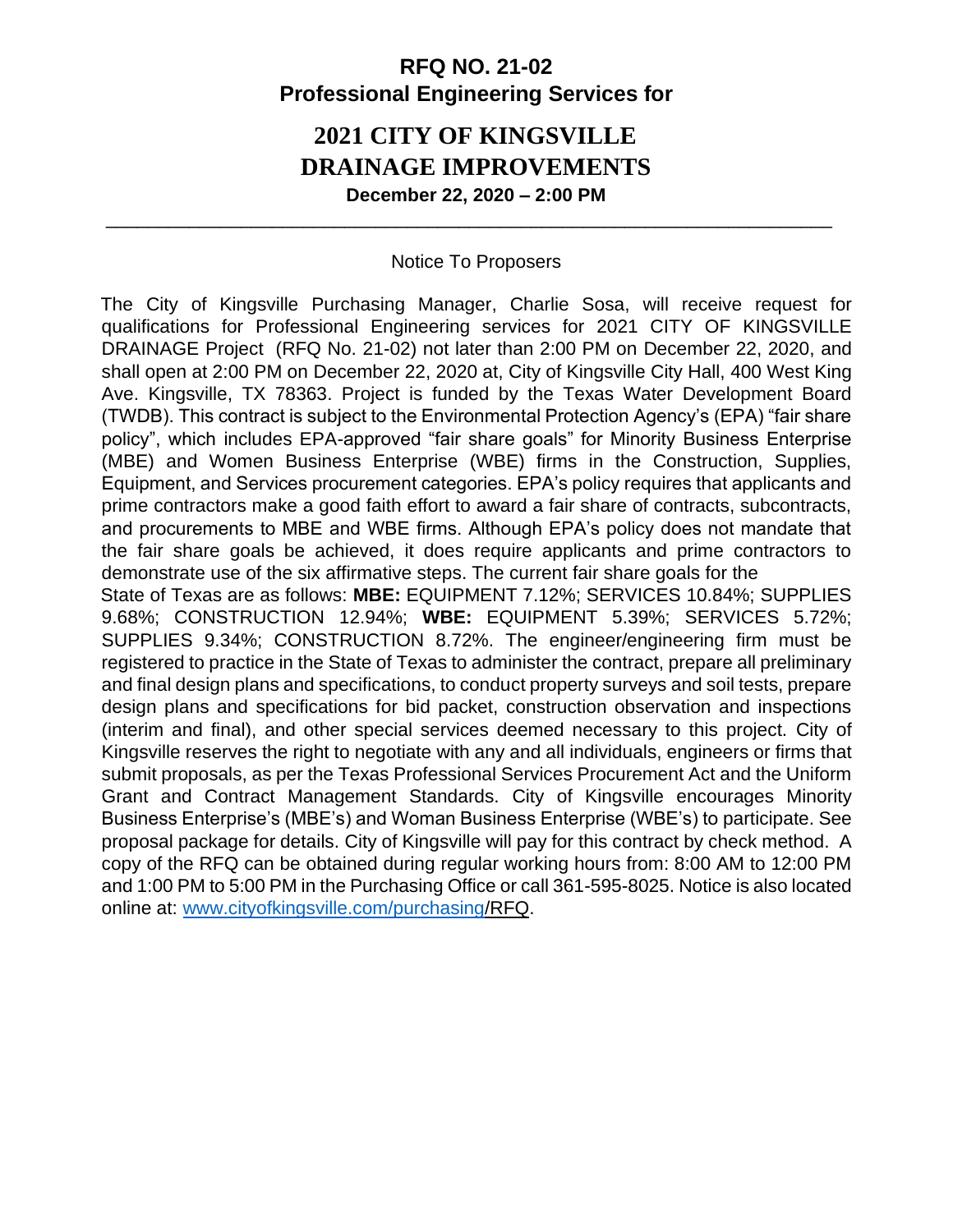# RFQ NO. 21-02
# Professional Engineering Services for

# 2021 CITY OF KINGSVILLE DRAINAGE IMPROVEMENTS

**December 22, 2020 – 2:00 PM**

---

Notice To Proposers

The City of Kingsville Purchasing Manager, Charlie Sosa, will receive request for qualifications for Professional Engineering services for 2021 CITY OF KINGSVILLE DRAINAGE Project (RFQ No. 21-02) not later than 2:00 PM on December 22, 2020, and shall open at 2:00 PM on December 22, 2020 at, City of Kingsville City Hall, 400 West King Ave. Kingsville, TX 78363. Project is funded by the Texas Water Development Board (TWDB). This contract is subject to the Environmental Protection Agency's (EPA) "fair share policy", which includes EPA-approved "fair share goals" for Minority Business Enterprise (MBE) and Women Business Enterprise (WBE) firms in the Construction, Supplies, Equipment, and Services procurement categories. EPA's policy requires that applicants and prime contractors make a good faith effort to award a fair share of contracts, subcontracts, and procurements to MBE and WBE firms. Although EPA's policy does not mandate that the fair share goals be achieved, it does require applicants and prime contractors to demonstrate use of the six affirmative steps. The current fair share goals for the State of Texas are as follows: **MBE:** EQUIPMENT 7.12%; SERVICES 10.84%; SUPPLIES 9.68%; CONSTRUCTION 12.94%; **WBE:** EQUIPMENT 5.39%; SERVICES 5.72%; SUPPLIES 9.34%; CONSTRUCTION 8.72%. The engineer/engineering firm must be registered to practice in the State of Texas to administer the contract, prepare all preliminary and final design plans and specifications, to conduct property surveys and soil tests, prepare design plans and specifications for bid packet, construction observation and inspections (interim and final), and other special services deemed necessary to this project. City of Kingsville reserves the right to negotiate with any and all individuals, engineers or firms that submit proposals, as per the Texas Professional Services Procurement Act and the Uniform Grant and Contract Management Standards. City of Kingsville encourages Minority Business Enterprise's (MBE's) and Woman Business Enterprise (WBE's) to participate. See proposal package for details. City of Kingsville will pay for this contract by check method. A copy of the RFQ can be obtained during regular working hours from: 8:00 AM to 12:00 PM and 1:00 PM to 5:00 PM in the Purchasing Office or call 361-595-8025. Notice is also located online at: www.cityofkingsville.com/purchasing/RFQ.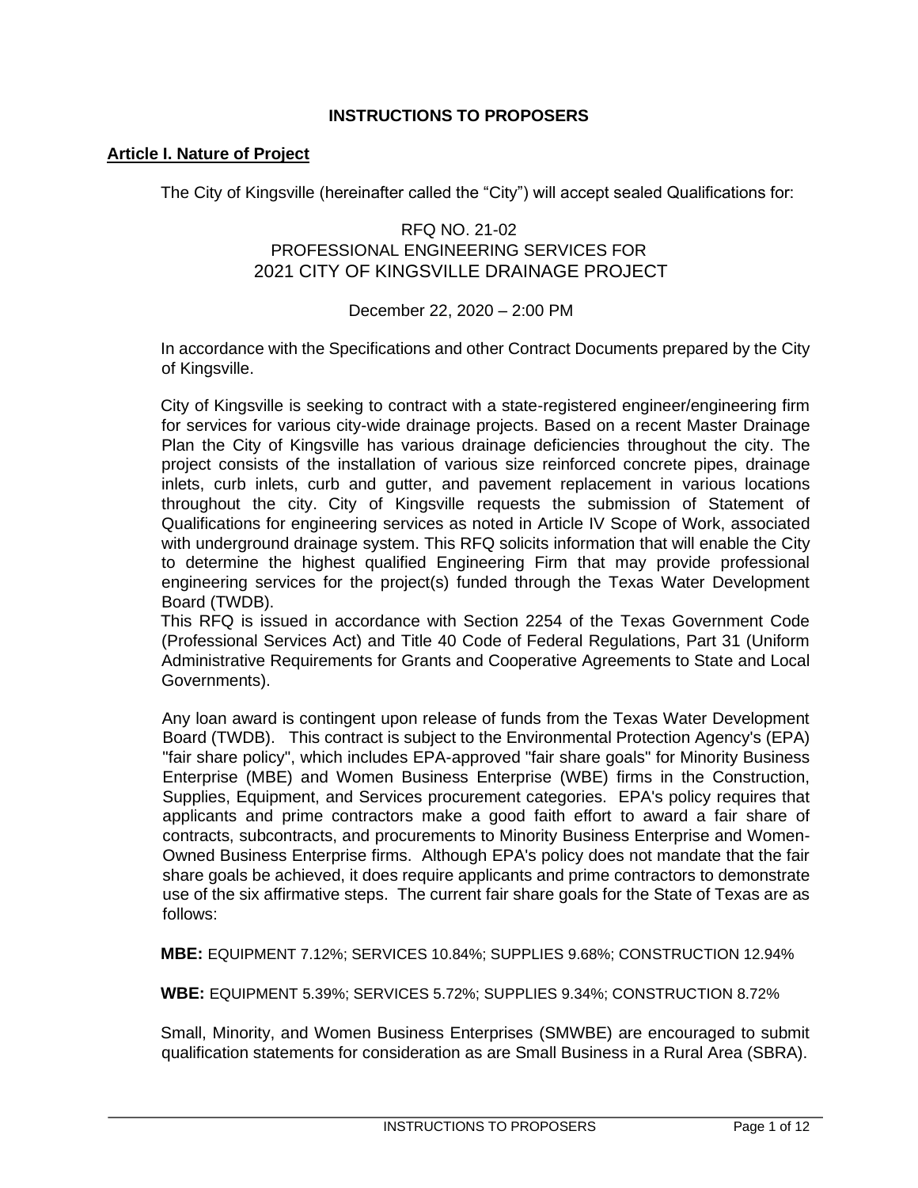# INSTRUCTIONS TO PROPOSERS

## Article I. Nature of Project

The City of Kingsville (hereinafter called the "City") will accept sealed Qualifications for:

RFQ NO. 21-02
PROFESSIONAL ENGINEERING SERVICES FOR
2021 CITY OF KINGSVILLE DRAINAGE PROJECT

December 22, 2020 – 2:00 PM

In accordance with the Specifications and other Contract Documents prepared by the City of Kingsville.

City of Kingsville is seeking to contract with a state-registered engineer/engineering firm for services for various city-wide drainage projects. Based on a recent Master Drainage Plan the City of Kingsville has various drainage deficiencies throughout the city. The project consists of the installation of various size reinforced concrete pipes, drainage inlets, curb inlets, curb and gutter, and pavement replacement in various locations throughout the city. City of Kingsville requests the submission of Statement of Qualifications for engineering services as noted in Article IV Scope of Work, associated with underground drainage system. This RFQ solicits information that will enable the City to determine the highest qualified Engineering Firm that may provide professional engineering services for the project(s) funded through the Texas Water Development Board (TWDB).

This RFQ is issued in accordance with Section 2254 of the Texas Government Code (Professional Services Act) and Title 40 Code of Federal Regulations, Part 31 (Uniform Administrative Requirements for Grants and Cooperative Agreements to State and Local Governments).

Any loan award is contingent upon release of funds from the Texas Water Development Board (TWDB). This contract is subject to the Environmental Protection Agency's (EPA) "fair share policy", which includes EPA-approved "fair share goals" for Minority Business Enterprise (MBE) and Women Business Enterprise (WBE) firms in the Construction, Supplies, Equipment, and Services procurement categories. EPA's policy requires that applicants and prime contractors make a good faith effort to award a fair share of contracts, subcontracts, and procurements to Minority Business Enterprise and Women-Owned Business Enterprise firms. Although EPA's policy does not mandate that the fair share goals be achieved, it does require applicants and prime contractors to demonstrate use of the six affirmative steps. The current fair share goals for the State of Texas are as follows:

**MBE:** EQUIPMENT 7.12%; SERVICES 10.84%; SUPPLIES 9.68%; CONSTRUCTION 12.94%

**WBE:** EQUIPMENT 5.39%; SERVICES 5.72%; SUPPLIES 9.34%; CONSTRUCTION 8.72%

Small, Minority, and Women Business Enterprises (SMWBE) are encouraged to submit qualification statements for consideration as are Small Business in a Rural Area (SBRA).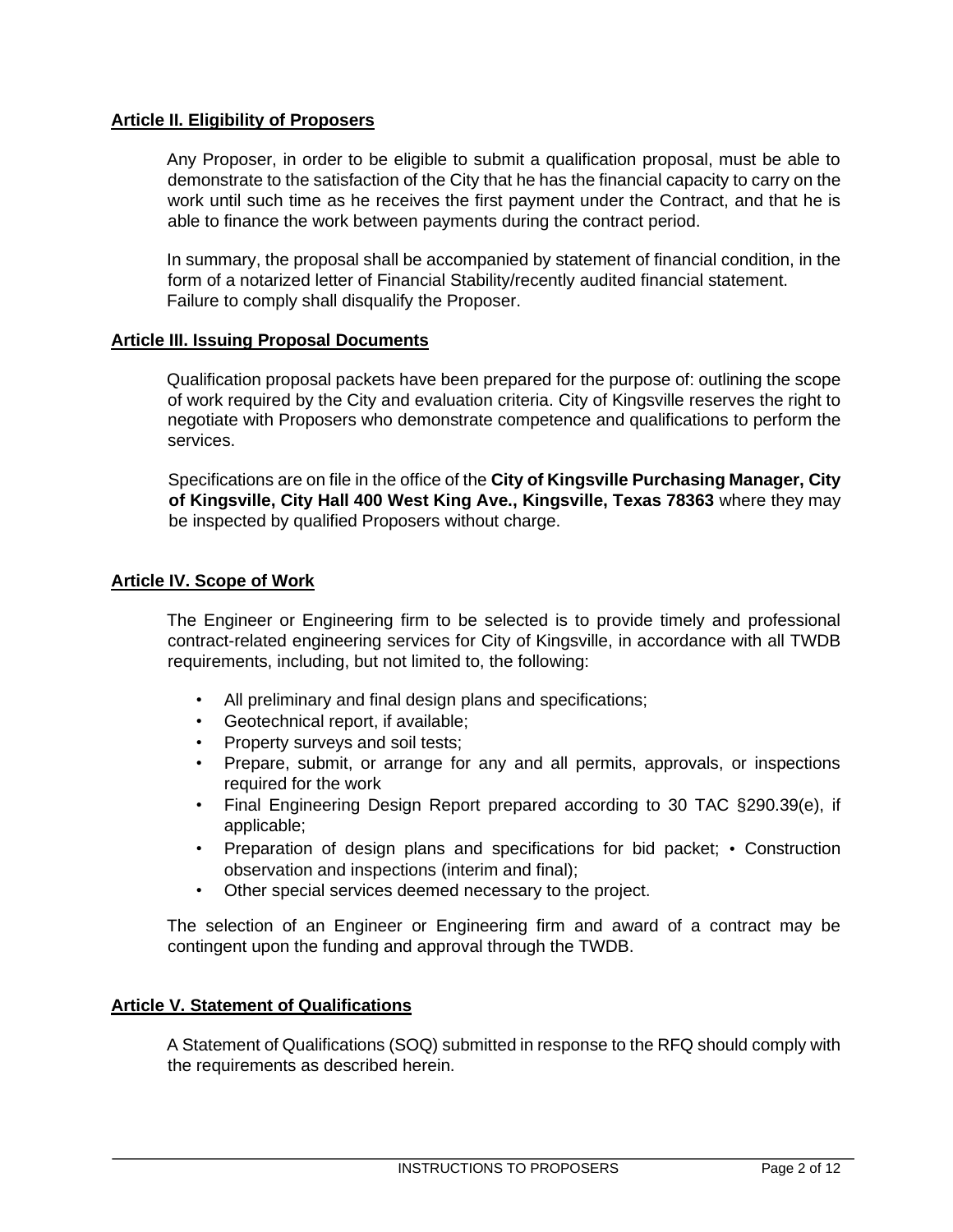## Article II. Eligibility of Proposers

Any Proposer, in order to be eligible to submit a qualification proposal, must be able to demonstrate to the satisfaction of the City that he has the financial capacity to carry on the work until such time as he receives the first payment under the Contract, and that he is able to finance the work between payments during the contract period.

In summary, the proposal shall be accompanied by statement of financial condition, in the form of a notarized letter of Financial Stability/recently audited financial statement. Failure to comply shall disqualify the Proposer.

## Article III. Issuing Proposal Documents

Qualification proposal packets have been prepared for the purpose of: outlining the scope of work required by the City and evaluation criteria. City of Kingsville reserves the right to negotiate with Proposers who demonstrate competence and qualifications to perform the services.

Specifications are on file in the office of the **City of Kingsville Purchasing Manager, City of Kingsville, City Hall 400 West King Ave., Kingsville, Texas 78363** where they may be inspected by qualified Proposers without charge.

## Article IV. Scope of Work

The Engineer or Engineering firm to be selected is to provide timely and professional contract-related engineering services for City of Kingsville, in accordance with all TWDB requirements, including, but not limited to, the following:

- All preliminary and final design plans and specifications;
- Geotechnical report, if available;
- Property surveys and soil tests;
- Prepare, submit, or arrange for any and all permits, approvals, or inspections required for the work
- Final Engineering Design Report prepared according to 30 TAC §290.39(e), if applicable;
- Preparation of design plans and specifications for bid packet; • Construction observation and inspections (interim and final);
- Other special services deemed necessary to the project.

The selection of an Engineer or Engineering firm and award of a contract may be contingent upon the funding and approval through the TWDB.

## Article V. Statement of Qualifications

A Statement of Qualifications (SOQ) submitted in response to the RFQ should comply with the requirements as described herein.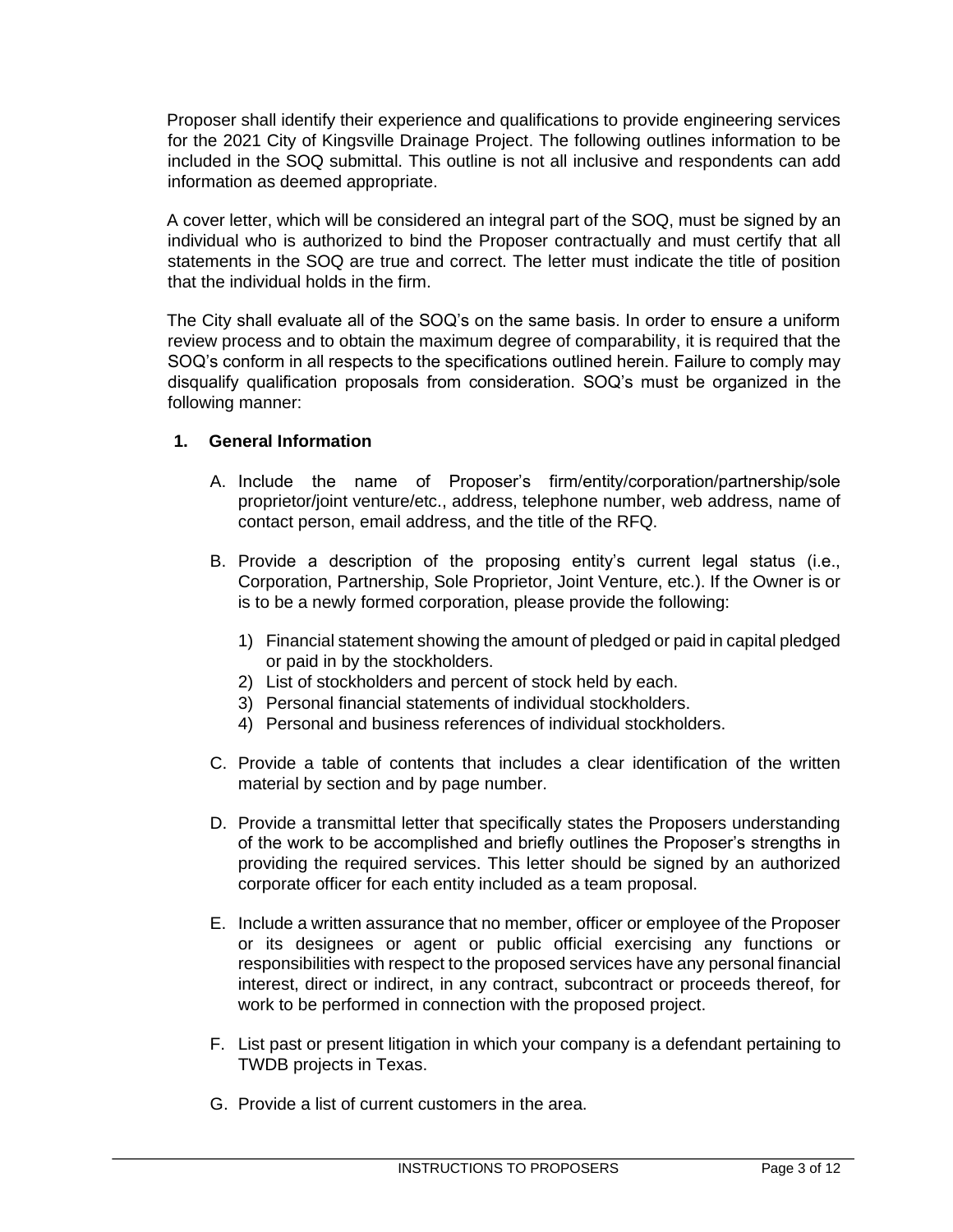Proposer shall identify their experience and qualifications to provide engineering services for the 2021 City of Kingsville Drainage Project. The following outlines information to be included in the SOQ submittal. This outline is not all inclusive and respondents can add information as deemed appropriate.

A cover letter, which will be considered an integral part of the SOQ, must be signed by an individual who is authorized to bind the Proposer contractually and must certify that all statements in the SOQ are true and correct. The letter must indicate the title of position that the individual holds in the firm.

The City shall evaluate all of the SOQ's on the same basis. In order to ensure a uniform review process and to obtain the maximum degree of comparability, it is required that the SOQ's conform in all respects to the specifications outlined herein. Failure to comply may disqualify qualification proposals from consideration. SOQ's must be organized in the following manner:

## 1. General Information

A. Include the name of Proposer's firm/entity/corporation/partnership/sole proprietor/joint venture/etc., address, telephone number, web address, name of contact person, email address, and the title of the RFQ.

B. Provide a description of the proposing entity's current legal status (i.e., Corporation, Partnership, Sole Proprietor, Joint Venture, etc.). If the Owner is or is to be a newly formed corporation, please provide the following:

1) Financial statement showing the amount of pledged or paid in capital pledged or paid in by the stockholders.
2) List of stockholders and percent of stock held by each.
3) Personal financial statements of individual stockholders.
4) Personal and business references of individual stockholders.

C. Provide a table of contents that includes a clear identification of the written material by section and by page number.

D. Provide a transmittal letter that specifically states the Proposers understanding of the work to be accomplished and briefly outlines the Proposer's strengths in providing the required services. This letter should be signed by an authorized corporate officer for each entity included as a team proposal.

E. Include a written assurance that no member, officer or employee of the Proposer or its designees or agent or public official exercising any functions or responsibilities with respect to the proposed services have any personal financial interest, direct or indirect, in any contract, subcontract or proceeds thereof, for work to be performed in connection with the proposed project.

F. List past or present litigation in which your company is a defendant pertaining to TWDB projects in Texas.

G. Provide a list of current customers in the area.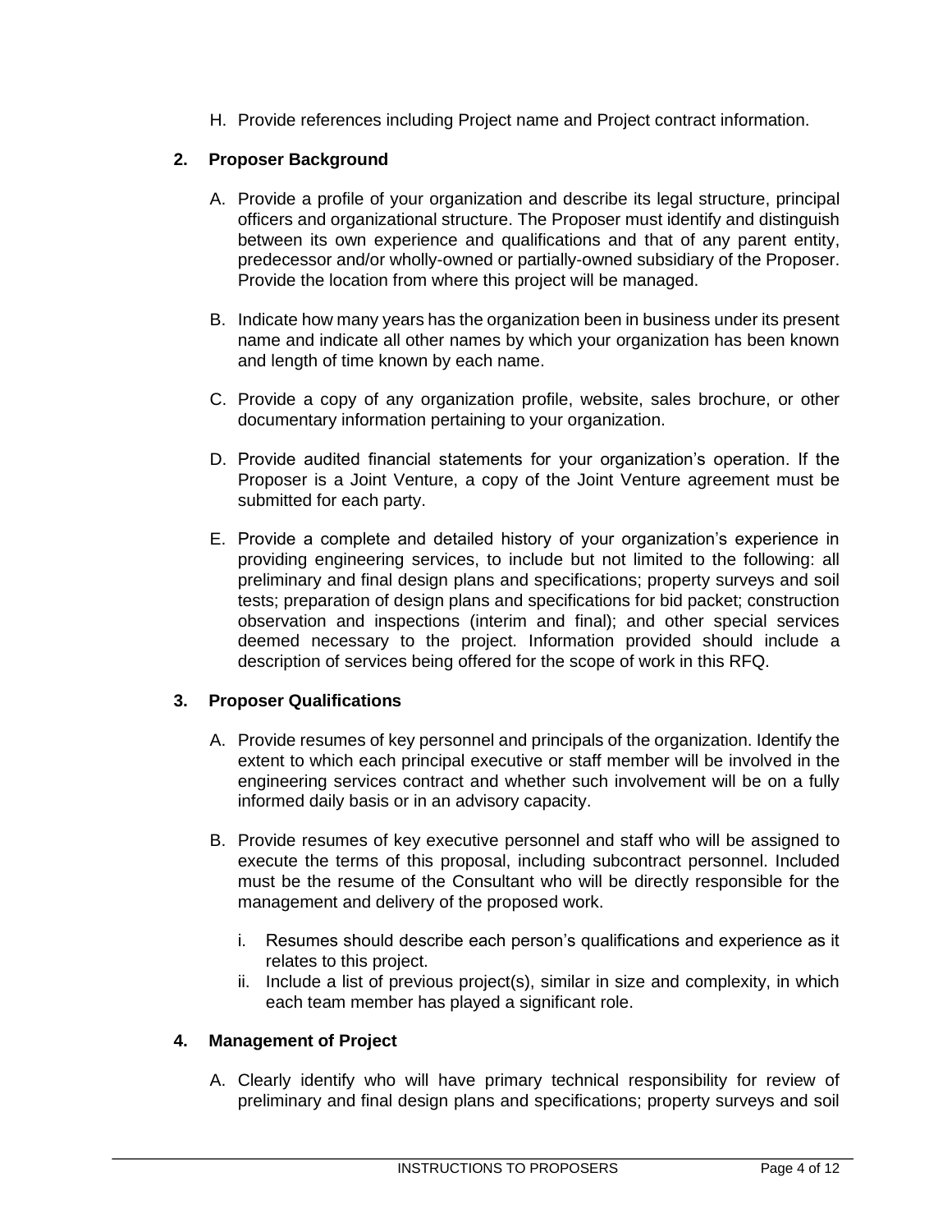H. Provide references including Project name and Project contract information.

## 2. Proposer Background

A. Provide a profile of your organization and describe its legal structure, principal officers and organizational structure. The Proposer must identify and distinguish between its own experience and qualifications and that of any parent entity, predecessor and/or wholly-owned or partially-owned subsidiary of the Proposer. Provide the location from where this project will be managed.

B. Indicate how many years has the organization been in business under its present name and indicate all other names by which your organization has been known and length of time known by each name.

C. Provide a copy of any organization profile, website, sales brochure, or other documentary information pertaining to your organization.

D. Provide audited financial statements for your organization's operation. If the Proposer is a Joint Venture, a copy of the Joint Venture agreement must be submitted for each party.

E. Provide a complete and detailed history of your organization's experience in providing engineering services, to include but not limited to the following: all preliminary and final design plans and specifications; property surveys and soil tests; preparation of design plans and specifications for bid packet; construction observation and inspections (interim and final); and other special services deemed necessary to the project. Information provided should include a description of services being offered for the scope of work in this RFQ.

## 3. Proposer Qualifications

A. Provide resumes of key personnel and principals of the organization. Identify the extent to which each principal executive or staff member will be involved in the engineering services contract and whether such involvement will be on a fully informed daily basis or in an advisory capacity.

B. Provide resumes of key executive personnel and staff who will be assigned to execute the terms of this proposal, including subcontract personnel. Included must be the resume of the Consultant who will be directly responsible for the management and delivery of the proposed work.

   i. Resumes should describe each person's qualifications and experience as it relates to this project.
   ii. Include a list of previous project(s), similar in size and complexity, in which each team member has played a significant role.

## 4. Management of Project

A. Clearly identify who will have primary technical responsibility for review of preliminary and final design plans and specifications; property surveys and soil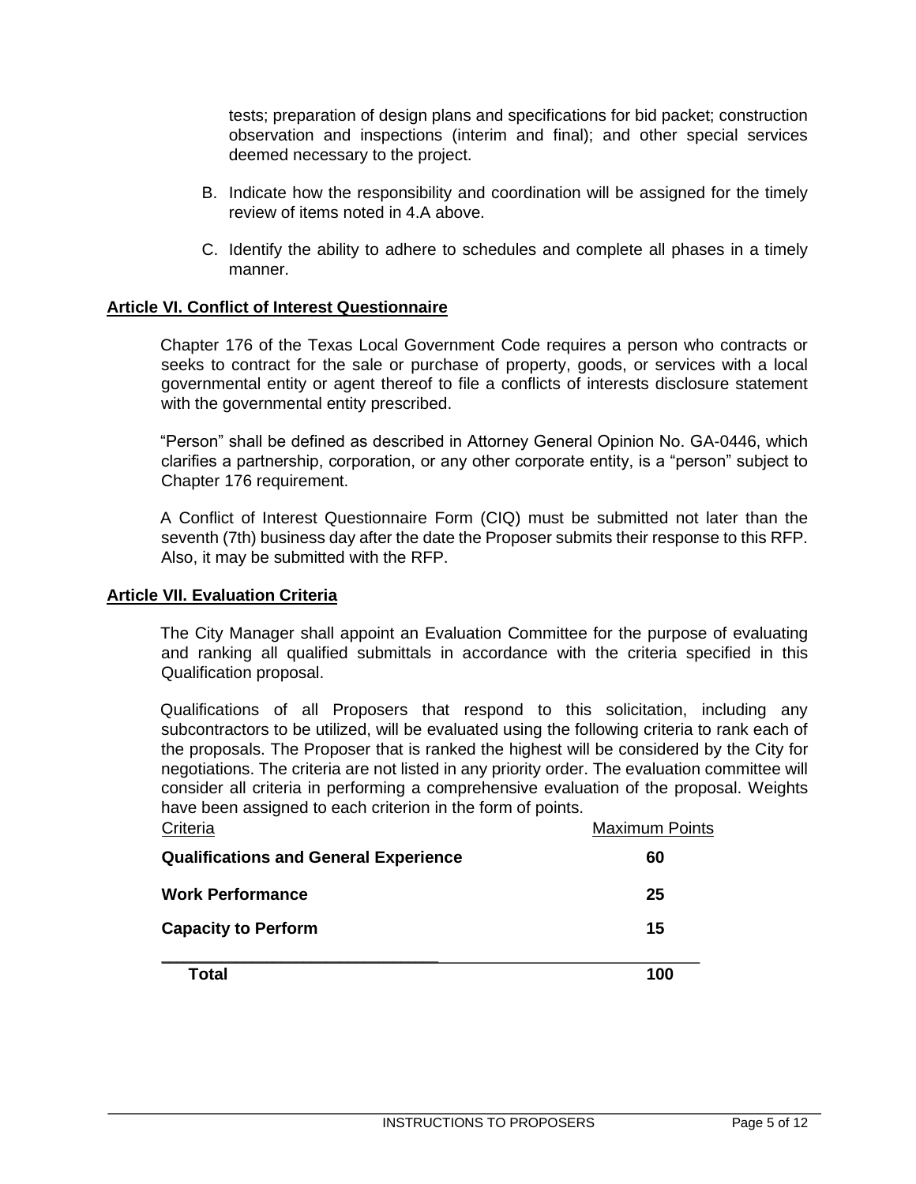tests; preparation of design plans and specifications for bid packet; construction observation and inspections (interim and final); and other special services deemed necessary to the project.

B. Indicate how the responsibility and coordination will be assigned for the timely review of items noted in 4.A above.

C. Identify the ability to adhere to schedules and complete all phases in a timely manner.

## Article VI. Conflict of Interest Questionnaire

Chapter 176 of the Texas Local Government Code requires a person who contracts or seeks to contract for the sale or purchase of property, goods, or services with a local governmental entity or agent thereof to file a conflicts of interests disclosure statement with the governmental entity prescribed.

"Person" shall be defined as described in Attorney General Opinion No. GA-0446, which clarifies a partnership, corporation, or any other corporate entity, is a "person" subject to Chapter 176 requirement.

A Conflict of Interest Questionnaire Form (CIQ) must be submitted not later than the seventh (7th) business day after the date the Proposer submits their response to this RFP. Also, it may be submitted with the RFP.

## Article VII. Evaluation Criteria

The City Manager shall appoint an Evaluation Committee for the purpose of evaluating and ranking all qualified submittals in accordance with the criteria specified in this Qualification proposal.

Qualifications of all Proposers that respond to this solicitation, including any subcontractors to be utilized, will be evaluated using the following criteria to rank each of the proposals. The Proposer that is ranked the highest will be considered by the City for negotiations. The criteria are not listed in any priority order. The evaluation committee will consider all criteria in performing a comprehensive evaluation of the proposal. Weights have been assigned to each criterion in the form of points.

| Criteria | Maximum Points |
|---|---|
| **Qualifications and General Experience** | **60** |
| **Work Performance** | **25** |
| **Capacity to Perform** | **15** |
| **Total** | **100** |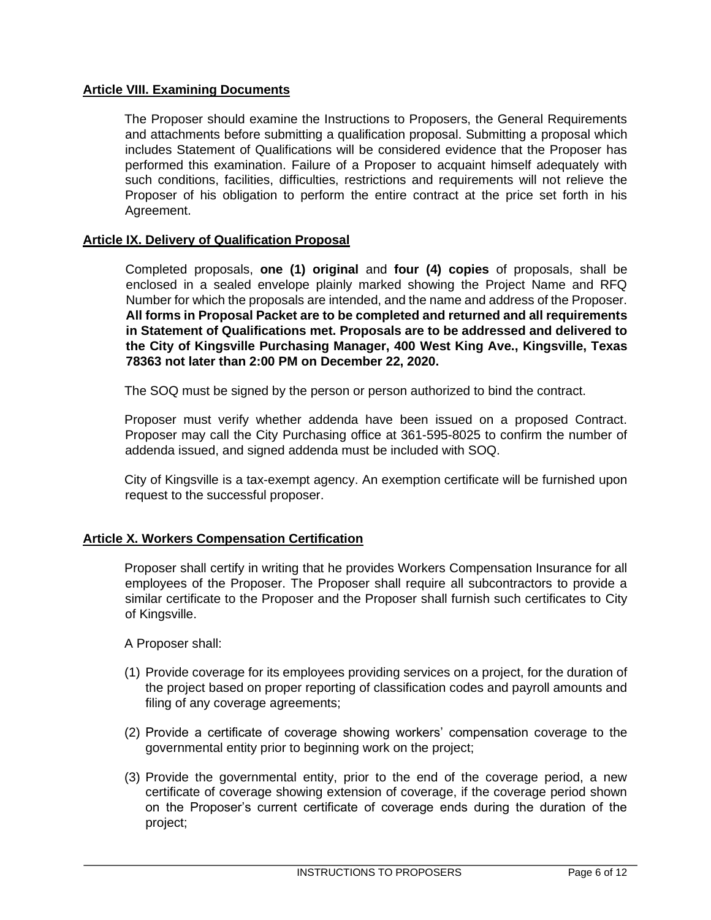## Article VIII. Examining Documents

The Proposer should examine the Instructions to Proposers, the General Requirements and attachments before submitting a qualification proposal. Submitting a proposal which includes Statement of Qualifications will be considered evidence that the Proposer has performed this examination. Failure of a Proposer to acquaint himself adequately with such conditions, facilities, difficulties, restrictions and requirements will not relieve the Proposer of his obligation to perform the entire contract at the price set forth in his Agreement.

## Article IX. Delivery of Qualification Proposal

Completed proposals, **one (1) original** and **four (4) copies** of proposals, shall be enclosed in a sealed envelope plainly marked showing the Project Name and RFQ Number for which the proposals are intended, and the name and address of the Proposer. **All forms in Proposal Packet are to be completed and returned and all requirements in Statement of Qualifications met. Proposals are to be addressed and delivered to the City of Kingsville Purchasing Manager, 400 West King Ave., Kingsville, Texas 78363 not later than 2:00 PM on December 22, 2020.**

The SOQ must be signed by the person or person authorized to bind the contract.

Proposer must verify whether addenda have been issued on a proposed Contract. Proposer may call the City Purchasing office at 361-595-8025 to confirm the number of addenda issued, and signed addenda must be included with SOQ.

City of Kingsville is a tax-exempt agency. An exemption certificate will be furnished upon request to the successful proposer.

## Article X. Workers Compensation Certification

Proposer shall certify in writing that he provides Workers Compensation Insurance for all employees of the Proposer. The Proposer shall require all subcontractors to provide a similar certificate to the Proposer and the Proposer shall furnish such certificates to City of Kingsville.

A Proposer shall:

(1) Provide coverage for its employees providing services on a project, for the duration of the project based on proper reporting of classification codes and payroll amounts and filing of any coverage agreements;

(2) Provide a certificate of coverage showing workers' compensation coverage to the governmental entity prior to beginning work on the project;

(3) Provide the governmental entity, prior to the end of the coverage period, a new certificate of coverage showing extension of coverage, if the coverage period shown on the Proposer's current certificate of coverage ends during the duration of the project;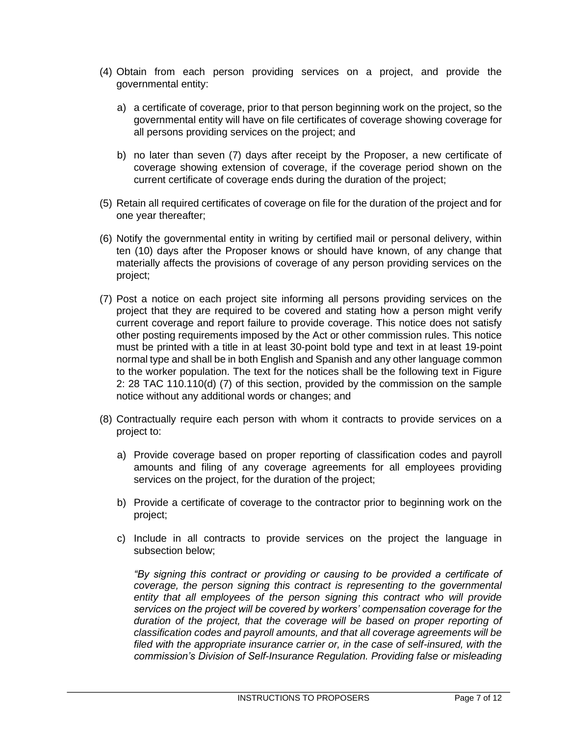(4) Obtain from each person providing services on a project, and provide the governmental entity:

   a) a certificate of coverage, prior to that person beginning work on the project, so the governmental entity will have on file certificates of coverage showing coverage for all persons providing services on the project; and

   b) no later than seven (7) days after receipt by the Proposer, a new certificate of coverage showing extension of coverage, if the coverage period shown on the current certificate of coverage ends during the duration of the project;

(5) Retain all required certificates of coverage on file for the duration of the project and for one year thereafter;

(6) Notify the governmental entity in writing by certified mail or personal delivery, within ten (10) days after the Proposer knows or should have known, of any change that materially affects the provisions of coverage of any person providing services on the project;

(7) Post a notice on each project site informing all persons providing services on the project that they are required to be covered and stating how a person might verify current coverage and report failure to provide coverage. This notice does not satisfy other posting requirements imposed by the Act or other commission rules. This notice must be printed with a title in at least 30-point bold type and text in at least 19-point normal type and shall be in both English and Spanish and any other language common to the worker population. The text for the notices shall be the following text in Figure 2: 28 TAC 110.110(d) (7) of this section, provided by the commission on the sample notice without any additional words or changes; and

(8) Contractually require each person with whom it contracts to provide services on a project to:

   a) Provide coverage based on proper reporting of classification codes and payroll amounts and filing of any coverage agreements for all employees providing services on the project, for the duration of the project;

   b) Provide a certificate of coverage to the contractor prior to beginning work on the project;

   c) Include in all contracts to provide services on the project the language in subsection below;

   *"By signing this contract or providing or causing to be provided a certificate of coverage, the person signing this contract is representing to the governmental entity that all employees of the person signing this contract who will provide services on the project will be covered by workers' compensation coverage for the duration of the project, that the coverage will be based on proper reporting of classification codes and payroll amounts, and that all coverage agreements will be filed with the appropriate insurance carrier or, in the case of self-insured, with the commission's Division of Self-Insurance Regulation. Providing false or misleading*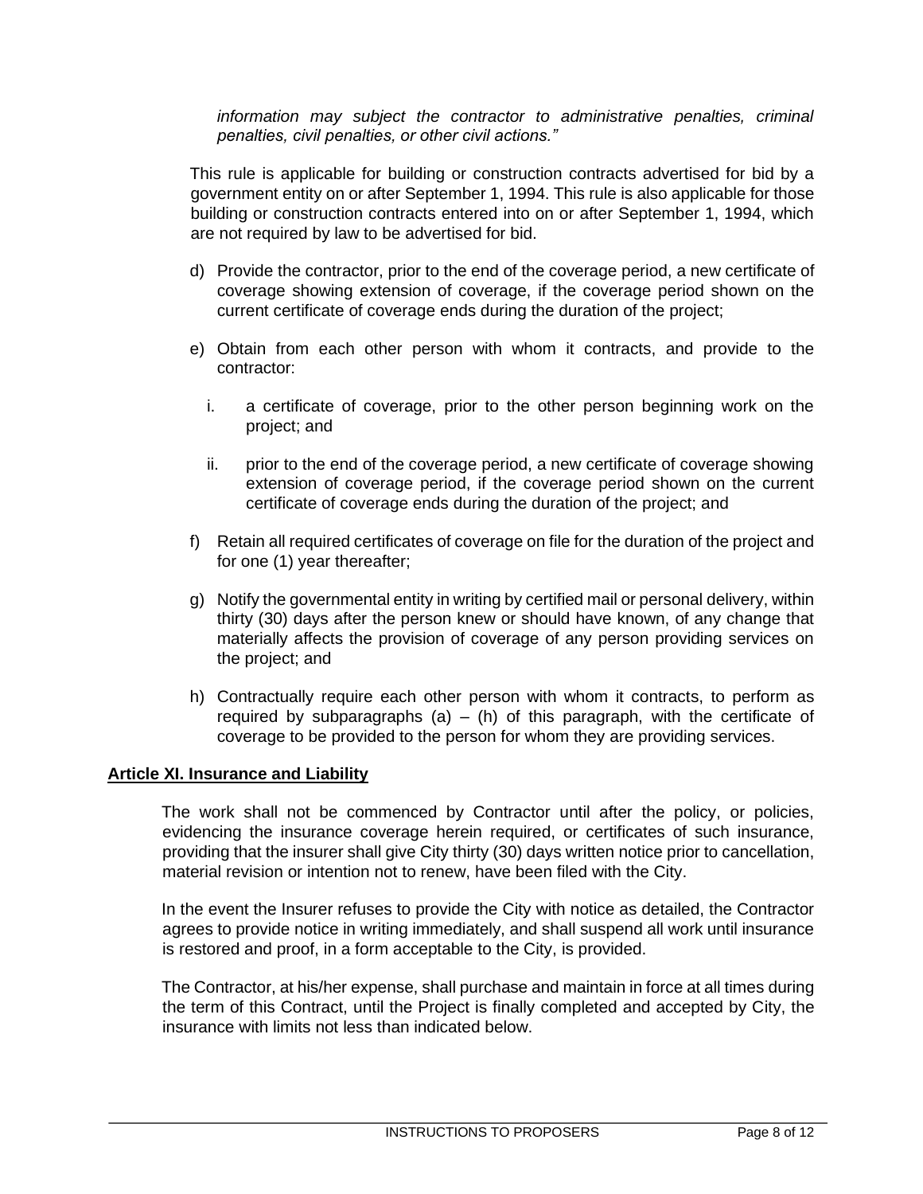*information may subject the contractor to administrative penalties, criminal penalties, civil penalties, or other civil actions."*

This rule is applicable for building or construction contracts advertised for bid by a government entity on or after September 1, 1994. This rule is also applicable for those building or construction contracts entered into on or after September 1, 1994, which are not required by law to be advertised for bid.

d) Provide the contractor, prior to the end of the coverage period, a new certificate of coverage showing extension of coverage, if the coverage period shown on the current certificate of coverage ends during the duration of the project;

e) Obtain from each other person with whom it contracts, and provide to the contractor:

   i. a certificate of coverage, prior to the other person beginning work on the project; and

   ii. prior to the end of the coverage period, a new certificate of coverage showing extension of coverage period, if the coverage period shown on the current certificate of coverage ends during the duration of the project; and

f) Retain all required certificates of coverage on file for the duration of the project and for one (1) year thereafter;

g) Notify the governmental entity in writing by certified mail or personal delivery, within thirty (30) days after the person knew or should have known, of any change that materially affects the provision of coverage of any person providing services on the project; and

h) Contractually require each other person with whom it contracts, to perform as required by subparagraphs (a) – (h) of this paragraph, with the certificate of coverage to be provided to the person for whom they are providing services.

**Article XI. Insurance and Liability**

The work shall not be commenced by Contractor until after the policy, or policies, evidencing the insurance coverage herein required, or certificates of such insurance, providing that the insurer shall give City thirty (30) days written notice prior to cancellation, material revision or intention not to renew, have been filed with the City.

In the event the Insurer refuses to provide the City with notice as detailed, the Contractor agrees to provide notice in writing immediately, and shall suspend all work until insurance is restored and proof, in a form acceptable to the City, is provided.

The Contractor, at his/her expense, shall purchase and maintain in force at all times during the term of this Contract, until the Project is finally completed and accepted by City, the insurance with limits not less than indicated below.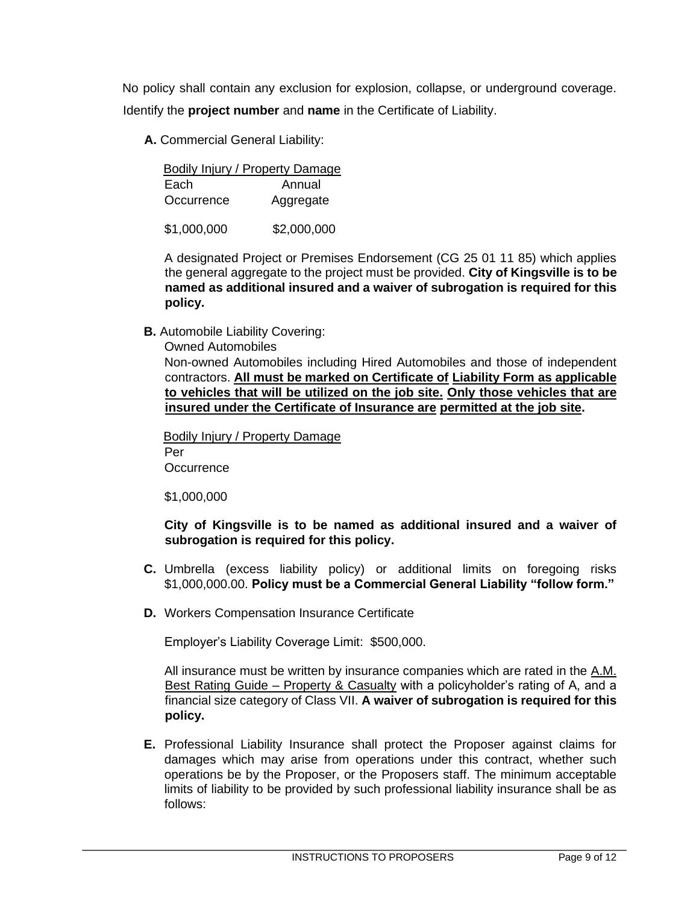No policy shall contain any exclusion for explosion, collapse, or underground coverage. Identify the **project number** and **name** in the Certificate of Liability.

**A.** Commercial General Liability:

| Bodily Injury / Property Damage | |
|---|---|
| Each Occurrence | Annual Aggregate |
| $1,000,000 | $2,000,000 |

A designated Project or Premises Endorsement (CG 25 01 11 85) which applies the general aggregate to the project must be provided. **City of Kingsville is to be named as additional insured and a waiver of subrogation is required for this policy.**

**B.** Automobile Liability Covering:

Owned Automobiles

Non-owned Automobiles including Hired Automobiles and those of independent contractors. **<u>All must be marked on Certificate of Liability Form as applicable to vehicles that will be utilized on the job site.</u> <u>Only those vehicles that are insured under the Certificate of Insurance are permitted at the job site</u>.**

| Bodily Injury / Property Damage |
|---|
| Per Occurrence |
| $1,000,000 |

**City of Kingsville is to be named as additional insured and a waiver of subrogation is required for this policy.**

**C.** Umbrella (excess liability policy) or additional limits on foregoing risks $1,000,000.00. **Policy must be a Commercial General Liability "follow form."**

**D.** Workers Compensation Insurance Certificate

Employer's Liability Coverage Limit: $500,000.

All insurance must be written by insurance companies which are rated in the <u>A.M. Best Rating Guide – Property & Casualty</u> with a policyholder's rating of A, and a financial size category of Class VII. **A waiver of subrogation is required for this policy.**

**E.** Professional Liability Insurance shall protect the Proposer against claims for damages which may arise from operations under this contract, whether such operations be by the Proposer, or the Proposers staff. The minimum acceptable limits of liability to be provided by such professional liability insurance shall be as follows: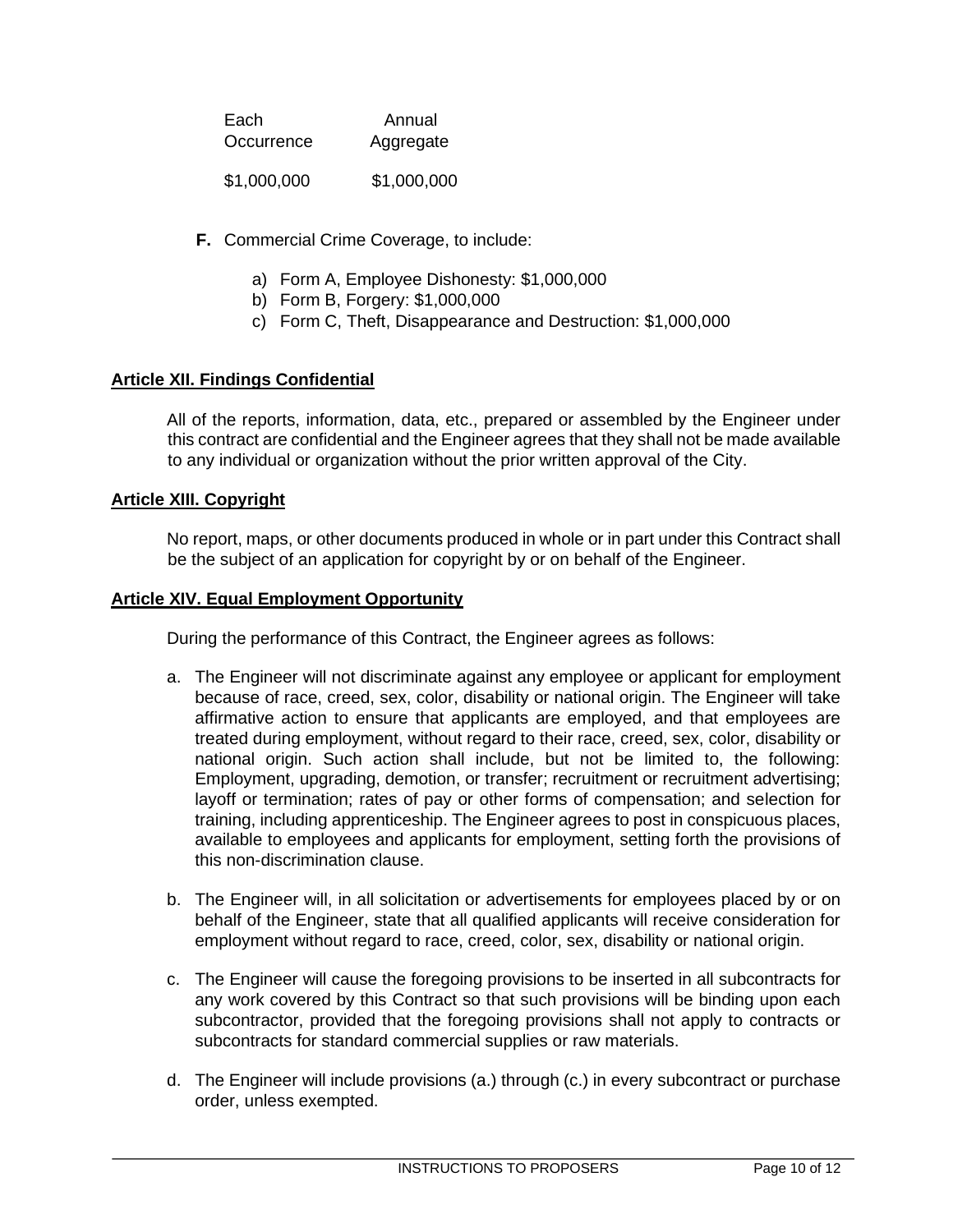| Each Occurrence | Annual Aggregate |
|---|---|
| $1,000,000 | $1,000,000 |

**F.** Commercial Crime Coverage, to include:

a) Form A, Employee Dishonesty: $1,000,000
b) Form B, Forgery: $1,000,000
c) Form C, Theft, Disappearance and Destruction: $1,000,000

## Article XII. Findings Confidential

All of the reports, information, data, etc., prepared or assembled by the Engineer under this contract are confidential and the Engineer agrees that they shall not be made available to any individual or organization without the prior written approval of the City.

## Article XIII. Copyright

No report, maps, or other documents produced in whole or in part under this Contract shall be the subject of an application for copyright by or on behalf of the Engineer.

## Article XIV. Equal Employment Opportunity

During the performance of this Contract, the Engineer agrees as follows:

a. The Engineer will not discriminate against any employee or applicant for employment because of race, creed, sex, color, disability or national origin. The Engineer will take affirmative action to ensure that applicants are employed, and that employees are treated during employment, without regard to their race, creed, sex, color, disability or national origin. Such action shall include, but not be limited to, the following: Employment, upgrading, demotion, or transfer; recruitment or recruitment advertising; layoff or termination; rates of pay or other forms of compensation; and selection for training, including apprenticeship. The Engineer agrees to post in conspicuous places, available to employees and applicants for employment, setting forth the provisions of this non-discrimination clause.

b. The Engineer will, in all solicitation or advertisements for employees placed by or on behalf of the Engineer, state that all qualified applicants will receive consideration for employment without regard to race, creed, color, sex, disability or national origin.

c. The Engineer will cause the foregoing provisions to be inserted in all subcontracts for any work covered by this Contract so that such provisions will be binding upon each subcontractor, provided that the foregoing provisions shall not apply to contracts or subcontracts for standard commercial supplies or raw materials.

d. The Engineer will include provisions (a.) through (c.) in every subcontract or purchase order, unless exempted.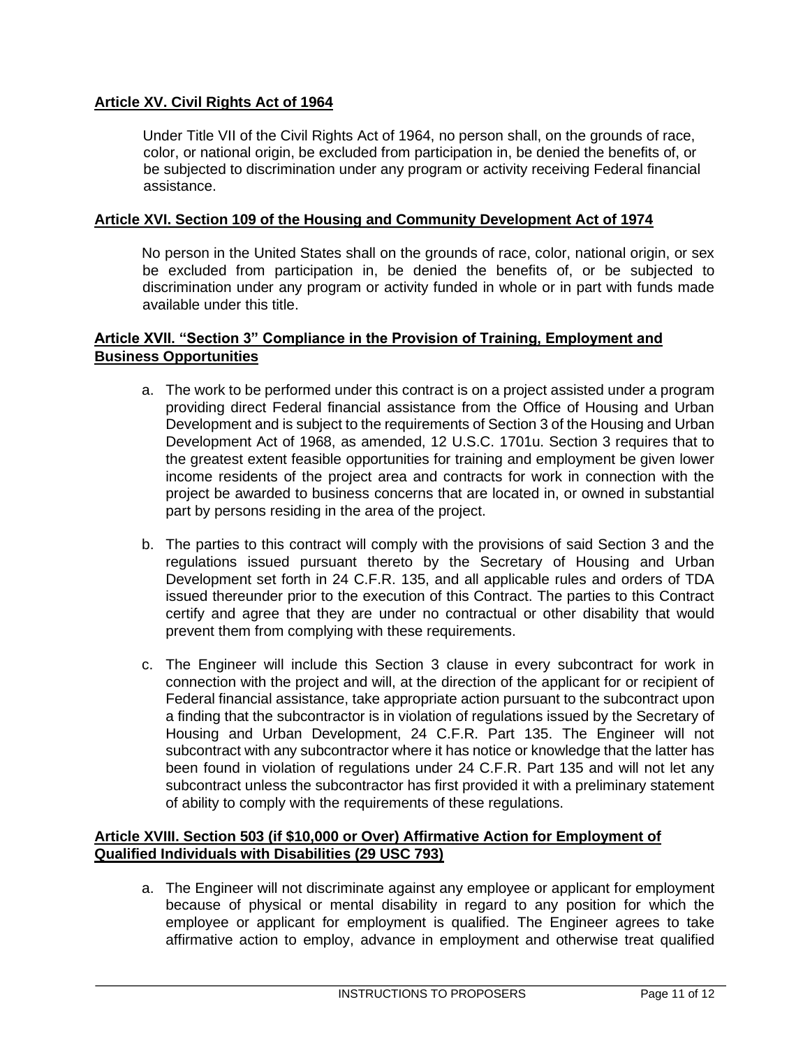**Article XV. Civil Rights Act of 1964**

Under Title VII of the Civil Rights Act of 1964, no person shall, on the grounds of race, color, or national origin, be excluded from participation in, be denied the benefits of, or be subjected to discrimination under any program or activity receiving Federal financial assistance.

**Article XVI. Section 109 of the Housing and Community Development Act of 1974**

No person in the United States shall on the grounds of race, color, national origin, or sex be excluded from participation in, be denied the benefits of, or be subjected to discrimination under any program or activity funded in whole or in part with funds made available under this title.

**Article XVII. "Section 3" Compliance in the Provision of Training, Employment and Business Opportunities**

a. The work to be performed under this contract is on a project assisted under a program providing direct Federal financial assistance from the Office of Housing and Urban Development and is subject to the requirements of Section 3 of the Housing and Urban Development Act of 1968, as amended, 12 U.S.C. 1701u. Section 3 requires that to the greatest extent feasible opportunities for training and employment be given lower income residents of the project area and contracts for work in connection with the project be awarded to business concerns that are located in, or owned in substantial part by persons residing in the area of the project.

b. The parties to this contract will comply with the provisions of said Section 3 and the regulations issued pursuant thereto by the Secretary of Housing and Urban Development set forth in 24 C.F.R. 135, and all applicable rules and orders of TDA issued thereunder prior to the execution of this Contract. The parties to this Contract certify and agree that they are under no contractual or other disability that would prevent them from complying with these requirements.

c. The Engineer will include this Section 3 clause in every subcontract for work in connection with the project and will, at the direction of the applicant for or recipient of Federal financial assistance, take appropriate action pursuant to the subcontract upon a finding that the subcontractor is in violation of regulations issued by the Secretary of Housing and Urban Development, 24 C.F.R. Part 135. The Engineer will not subcontract with any subcontractor where it has notice or knowledge that the latter has been found in violation of regulations under 24 C.F.R. Part 135 and will not let any subcontract unless the subcontractor has first provided it with a preliminary statement of ability to comply with the requirements of these regulations.

**Article XVIII. Section 503 (if $10,000 or Over) Affirmative Action for Employment of Qualified Individuals with Disabilities (29 USC 793)**

a. The Engineer will not discriminate against any employee or applicant for employment because of physical or mental disability in regard to any position for which the employee or applicant for employment is qualified. The Engineer agrees to take affirmative action to employ, advance in employment and otherwise treat qualified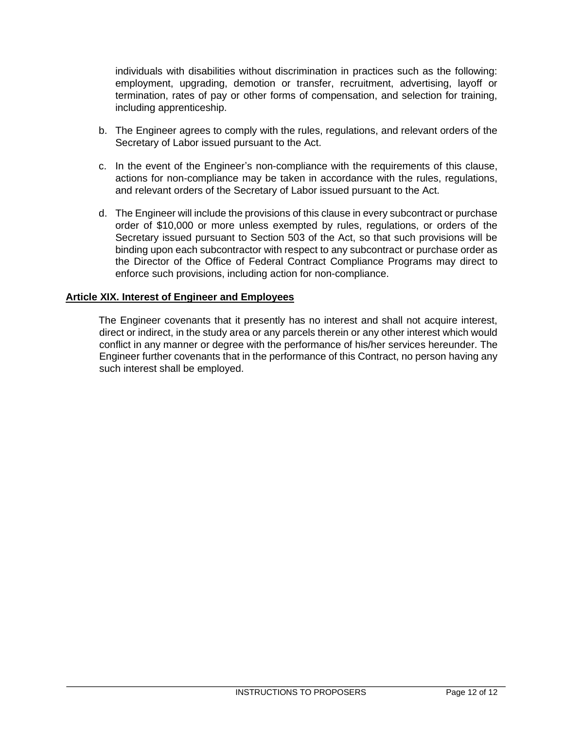individuals with disabilities without discrimination in practices such as the following: employment, upgrading, demotion or transfer, recruitment, advertising, layoff or termination, rates of pay or other forms of compensation, and selection for training, including apprenticeship.

b. The Engineer agrees to comply with the rules, regulations, and relevant orders of the Secretary of Labor issued pursuant to the Act.

c. In the event of the Engineer's non-compliance with the requirements of this clause, actions for non-compliance may be taken in accordance with the rules, regulations, and relevant orders of the Secretary of Labor issued pursuant to the Act.

d. The Engineer will include the provisions of this clause in every subcontract or purchase order of $10,000 or more unless exempted by rules, regulations, or orders of the Secretary issued pursuant to Section 503 of the Act, so that such provisions will be binding upon each subcontractor with respect to any subcontract or purchase order as the Director of the Office of Federal Contract Compliance Programs may direct to enforce such provisions, including action for non-compliance.

## Article XIX. Interest of Engineer and Employees

The Engineer covenants that it presently has no interest and shall not acquire interest, direct or indirect, in the study area or any parcels therein or any other interest which would conflict in any manner or degree with the performance of his/her services hereunder. The Engineer further covenants that in the performance of this Contract, no person having any such interest shall be employed.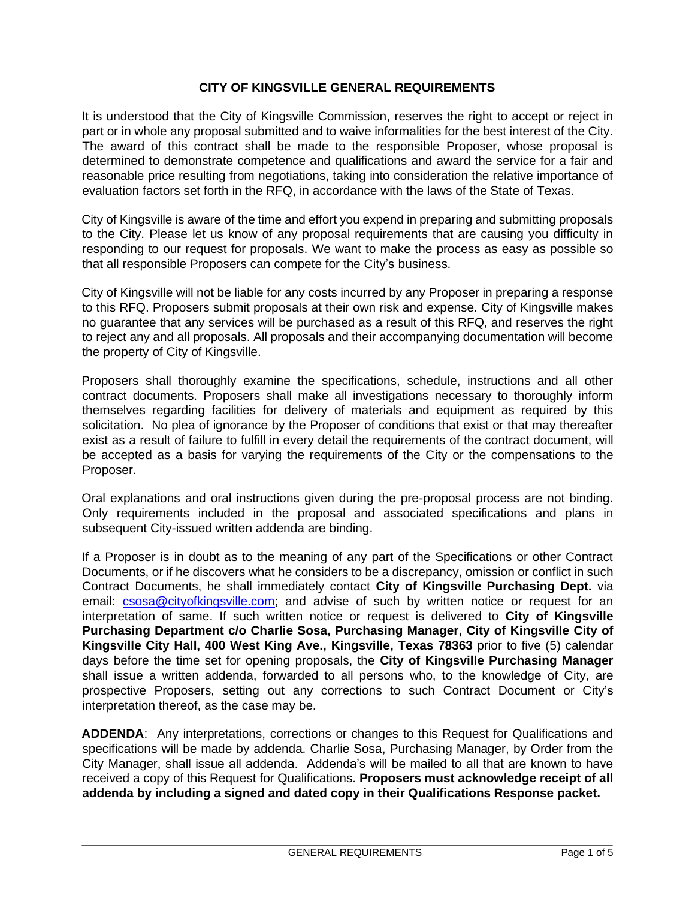## CITY OF KINGSVILLE GENERAL REQUIREMENTS

It is understood that the City of Kingsville Commission, reserves the right to accept or reject in part or in whole any proposal submitted and to waive informalities for the best interest of the City. The award of this contract shall be made to the responsible Proposer, whose proposal is determined to demonstrate competence and qualifications and award the service for a fair and reasonable price resulting from negotiations, taking into consideration the relative importance of evaluation factors set forth in the RFQ, in accordance with the laws of the State of Texas.

City of Kingsville is aware of the time and effort you expend in preparing and submitting proposals to the City. Please let us know of any proposal requirements that are causing you difficulty in responding to our request for proposals. We want to make the process as easy as possible so that all responsible Proposers can compete for the City's business.

City of Kingsville will not be liable for any costs incurred by any Proposer in preparing a response to this RFQ. Proposers submit proposals at their own risk and expense. City of Kingsville makes no guarantee that any services will be purchased as a result of this RFQ, and reserves the right to reject any and all proposals. All proposals and their accompanying documentation will become the property of City of Kingsville.

Proposers shall thoroughly examine the specifications, schedule, instructions and all other contract documents. Proposers shall make all investigations necessary to thoroughly inform themselves regarding facilities for delivery of materials and equipment as required by this solicitation. No plea of ignorance by the Proposer of conditions that exist or that may thereafter exist as a result of failure to fulfill in every detail the requirements of the contract document, will be accepted as a basis for varying the requirements of the City or the compensations to the Proposer.

Oral explanations and oral instructions given during the pre-proposal process are not binding. Only requirements included in the proposal and associated specifications and plans in subsequent City-issued written addenda are binding.

If a Proposer is in doubt as to the meaning of any part of the Specifications or other Contract Documents, or if he discovers what he considers to be a discrepancy, omission or conflict in such Contract Documents, he shall immediately contact **City of Kingsville Purchasing Dept.** via email: csosa@cityofkingsville.com; and advise of such by written notice or request for an interpretation of same. If such written notice or request is delivered to **City of Kingsville Purchasing Department c/o Charlie Sosa, Purchasing Manager, City of Kingsville City of Kingsville City Hall, 400 West King Ave., Kingsville, Texas 78363** prior to five (5) calendar days before the time set for opening proposals, the **City of Kingsville Purchasing Manager** shall issue a written addenda, forwarded to all persons who, to the knowledge of City, are prospective Proposers, setting out any corrections to such Contract Document or City's interpretation thereof, as the case may be.

**ADDENDA**: Any interpretations, corrections or changes to this Request for Qualifications and specifications will be made by addenda. Charlie Sosa, Purchasing Manager, by Order from the City Manager, shall issue all addenda. Addenda's will be mailed to all that are known to have received a copy of this Request for Qualifications. **Proposers must acknowledge receipt of all addenda by including a signed and dated copy in their Qualifications Response packet.**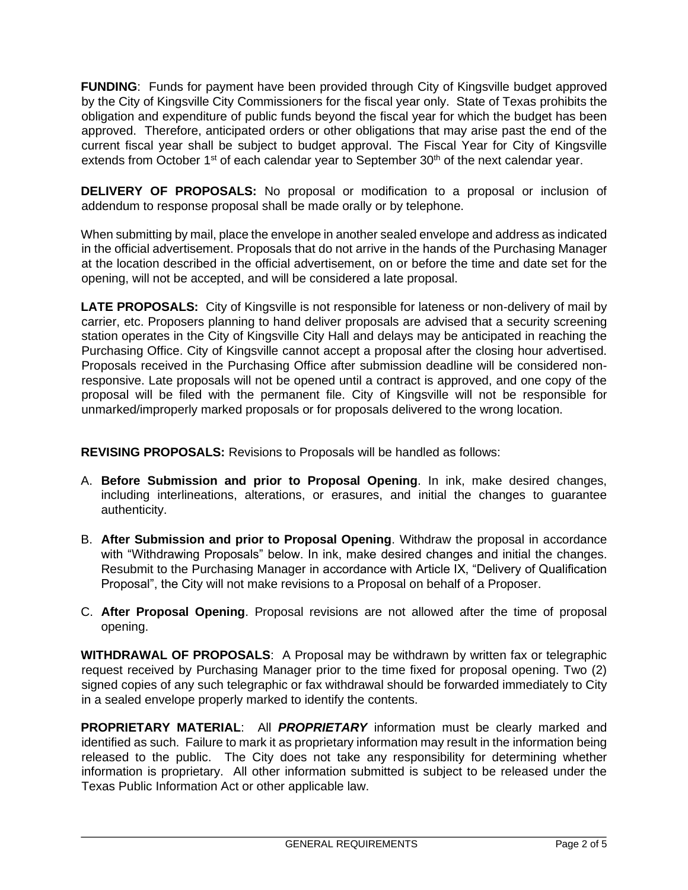**FUNDING**: Funds for payment have been provided through City of Kingsville budget approved by the City of Kingsville City Commissioners for the fiscal year only. State of Texas prohibits the obligation and expenditure of public funds beyond the fiscal year for which the budget has been approved. Therefore, anticipated orders or other obligations that may arise past the end of the current fiscal year shall be subject to budget approval. The Fiscal Year for City of Kingsville extends from October 1st of each calendar year to September 30th of the next calendar year.

**DELIVERY OF PROPOSALS:** No proposal or modification to a proposal or inclusion of addendum to response proposal shall be made orally or by telephone.

When submitting by mail, place the envelope in another sealed envelope and address as indicated in the official advertisement. Proposals that do not arrive in the hands of the Purchasing Manager at the location described in the official advertisement, on or before the time and date set for the opening, will not be accepted, and will be considered a late proposal.

**LATE PROPOSALS:** City of Kingsville is not responsible for lateness or non-delivery of mail by carrier, etc. Proposers planning to hand deliver proposals are advised that a security screening station operates in the City of Kingsville City Hall and delays may be anticipated in reaching the Purchasing Office. City of Kingsville cannot accept a proposal after the closing hour advertised. Proposals received in the Purchasing Office after submission deadline will be considered non-responsive. Late proposals will not be opened until a contract is approved, and one copy of the proposal will be filed with the permanent file. City of Kingsville will not be responsible for unmarked/improperly marked proposals or for proposals delivered to the wrong location.

**REVISING PROPOSALS:** Revisions to Proposals will be handled as follows:

A. **Before Submission and prior to Proposal Opening**. In ink, make desired changes, including interlineations, alterations, or erasures, and initial the changes to guarantee authenticity.

B. **After Submission and prior to Proposal Opening**. Withdraw the proposal in accordance with "Withdrawing Proposals" below. In ink, make desired changes and initial the changes. Resubmit to the Purchasing Manager in accordance with Article IX, "Delivery of Qualification Proposal", the City will not make revisions to a Proposal on behalf of a Proposer.

C. **After Proposal Opening**. Proposal revisions are not allowed after the time of proposal opening.

**WITHDRAWAL OF PROPOSALS**: A Proposal may be withdrawn by written fax or telegraphic request received by Purchasing Manager prior to the time fixed for proposal opening. Two (2) signed copies of any such telegraphic or fax withdrawal should be forwarded immediately to City in a sealed envelope properly marked to identify the contents.

**PROPRIETARY MATERIAL**: All ***PROPRIETARY*** information must be clearly marked and identified as such. Failure to mark it as proprietary information may result in the information being released to the public. The City does not take any responsibility for determining whether information is proprietary. All other information submitted is subject to be released under the Texas Public Information Act or other applicable law.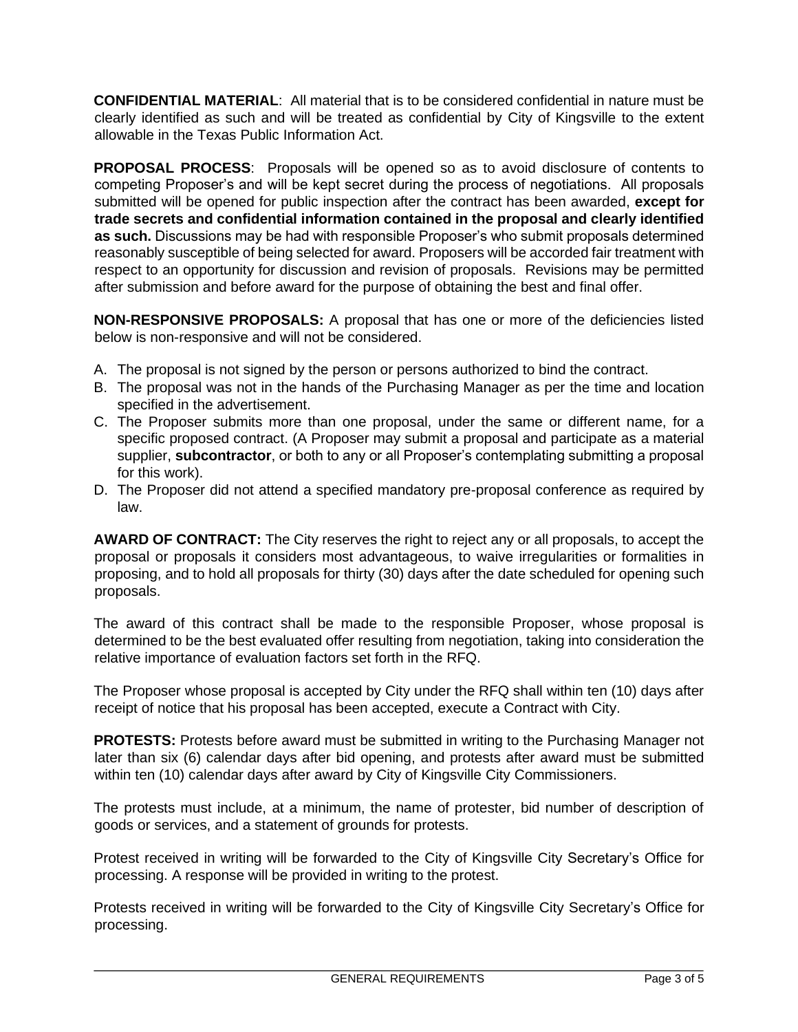**CONFIDENTIAL MATERIAL**: All material that is to be considered confidential in nature must be clearly identified as such and will be treated as confidential by City of Kingsville to the extent allowable in the Texas Public Information Act.

**PROPOSAL PROCESS**: Proposals will be opened so as to avoid disclosure of contents to competing Proposer's and will be kept secret during the process of negotiations. All proposals submitted will be opened for public inspection after the contract has been awarded, **except for trade secrets and confidential information contained in the proposal and clearly identified as such.** Discussions may be had with responsible Proposer's who submit proposals determined reasonably susceptible of being selected for award. Proposers will be accorded fair treatment with respect to an opportunity for discussion and revision of proposals. Revisions may be permitted after submission and before award for the purpose of obtaining the best and final offer.

**NON-RESPONSIVE PROPOSALS:** A proposal that has one or more of the deficiencies listed below is non-responsive and will not be considered.

A. The proposal is not signed by the person or persons authorized to bind the contract.
B. The proposal was not in the hands of the Purchasing Manager as per the time and location specified in the advertisement.
C. The Proposer submits more than one proposal, under the same or different name, for a specific proposed contract. (A Proposer may submit a proposal and participate as a material supplier, **subcontractor**, or both to any or all Proposer's contemplating submitting a proposal for this work).
D. The Proposer did not attend a specified mandatory pre-proposal conference as required by law.

**AWARD OF CONTRACT:** The City reserves the right to reject any or all proposals, to accept the proposal or proposals it considers most advantageous, to waive irregularities or formalities in proposing, and to hold all proposals for thirty (30) days after the date scheduled for opening such proposals.

The award of this contract shall be made to the responsible Proposer, whose proposal is determined to be the best evaluated offer resulting from negotiation, taking into consideration the relative importance of evaluation factors set forth in the RFQ.

The Proposer whose proposal is accepted by City under the RFQ shall within ten (10) days after receipt of notice that his proposal has been accepted, execute a Contract with City.

**PROTESTS:** Protests before award must be submitted in writing to the Purchasing Manager not later than six (6) calendar days after bid opening, and protests after award must be submitted within ten (10) calendar days after award by City of Kingsville City Commissioners.

The protests must include, at a minimum, the name of protester, bid number of description of goods or services, and a statement of grounds for protests.

Protest received in writing will be forwarded to the City of Kingsville City Secretary's Office for processing. A response will be provided in writing to the protest.

Protests received in writing will be forwarded to the City of Kingsville City Secretary's Office for processing.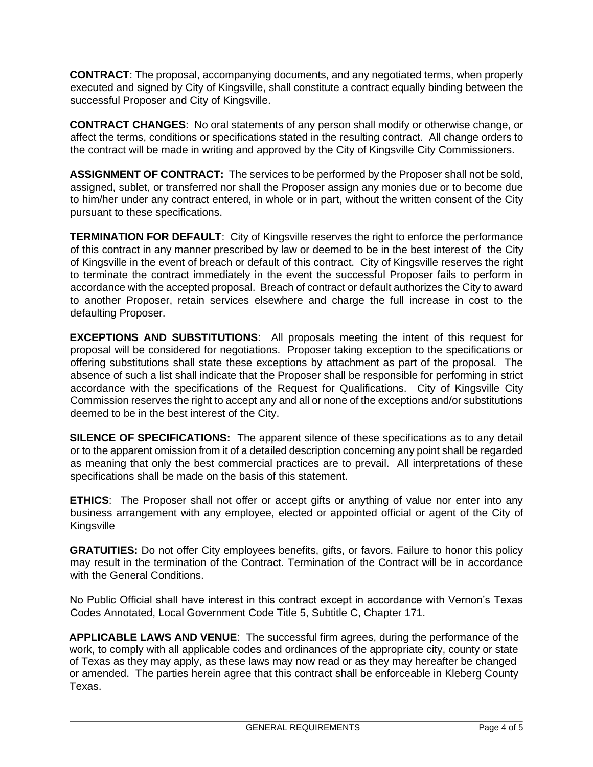**CONTRACT**: The proposal, accompanying documents, and any negotiated terms, when properly executed and signed by City of Kingsville, shall constitute a contract equally binding between the successful Proposer and City of Kingsville.

**CONTRACT CHANGES**: No oral statements of any person shall modify or otherwise change, or affect the terms, conditions or specifications stated in the resulting contract. All change orders to the contract will be made in writing and approved by the City of Kingsville City Commissioners.

**ASSIGNMENT OF CONTRACT:** The services to be performed by the Proposer shall not be sold, assigned, sublet, or transferred nor shall the Proposer assign any monies due or to become due to him/her under any contract entered, in whole or in part, without the written consent of the City pursuant to these specifications.

**TERMINATION FOR DEFAULT**: City of Kingsville reserves the right to enforce the performance of this contract in any manner prescribed by law or deemed to be in the best interest of the City of Kingsville in the event of breach or default of this contract. City of Kingsville reserves the right to terminate the contract immediately in the event the successful Proposer fails to perform in accordance with the accepted proposal. Breach of contract or default authorizes the City to award to another Proposer, retain services elsewhere and charge the full increase in cost to the defaulting Proposer.

**EXCEPTIONS AND SUBSTITUTIONS**: All proposals meeting the intent of this request for proposal will be considered for negotiations. Proposer taking exception to the specifications or offering substitutions shall state these exceptions by attachment as part of the proposal. The absence of such a list shall indicate that the Proposer shall be responsible for performing in strict accordance with the specifications of the Request for Qualifications. City of Kingsville City Commission reserves the right to accept any and all or none of the exceptions and/or substitutions deemed to be in the best interest of the City.

**SILENCE OF SPECIFICATIONS:** The apparent silence of these specifications as to any detail or to the apparent omission from it of a detailed description concerning any point shall be regarded as meaning that only the best commercial practices are to prevail. All interpretations of these specifications shall be made on the basis of this statement.

**ETHICS**: The Proposer shall not offer or accept gifts or anything of value nor enter into any business arrangement with any employee, elected or appointed official or agent of the City of Kingsville

**GRATUITIES:** Do not offer City employees benefits, gifts, or favors. Failure to honor this policy may result in the termination of the Contract. Termination of the Contract will be in accordance with the General Conditions.

No Public Official shall have interest in this contract except in accordance with Vernon's Texas Codes Annotated, Local Government Code Title 5, Subtitle C, Chapter 171.

**APPLICABLE LAWS AND VENUE**: The successful firm agrees, during the performance of the work, to comply with all applicable codes and ordinances of the appropriate city, county or state of Texas as they may apply, as these laws may now read or as they may hereafter be changed or amended. The parties herein agree that this contract shall be enforceable in Kleberg County Texas.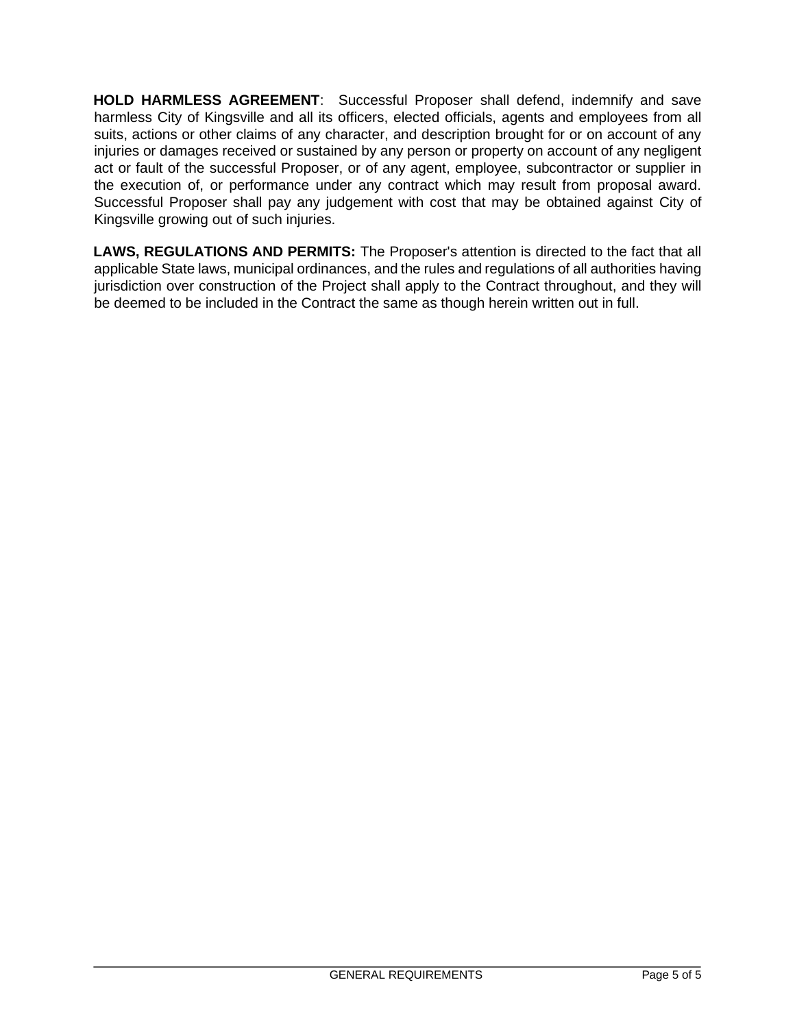**HOLD HARMLESS AGREEMENT**: Successful Proposer shall defend, indemnify and save harmless City of Kingsville and all its officers, elected officials, agents and employees from all suits, actions or other claims of any character, and description brought for or on account of any injuries or damages received or sustained by any person or property on account of any negligent act or fault of the successful Proposer, or of any agent, employee, subcontractor or supplier in the execution of, or performance under any contract which may result from proposal award. Successful Proposer shall pay any judgement with cost that may be obtained against City of Kingsville growing out of such injuries.

**LAWS, REGULATIONS AND PERMITS:** The Proposer's attention is directed to the fact that all applicable State laws, municipal ordinances, and the rules and regulations of all authorities having jurisdiction over construction of the Project shall apply to the Contract throughout, and they will be deemed to be included in the Contract the same as though herein written out in full.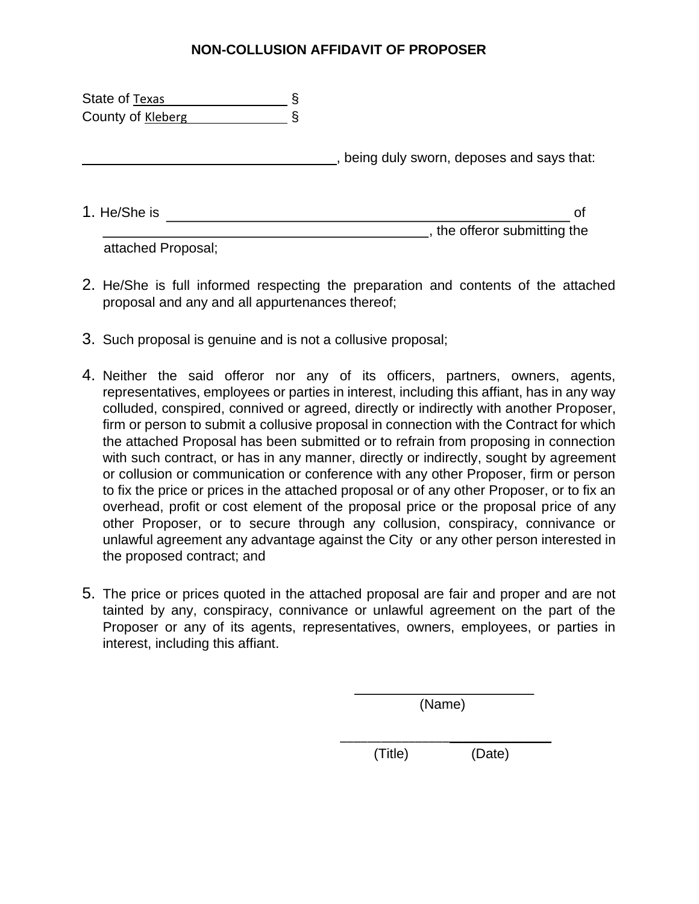# NON-COLLUSION AFFIDAVIT OF PROPOSER

State of Texas ____________ §
County of Kleberg ____________ §

________________________________, being duly sworn, deposes and says that:

1. He/She is ________________________________________________ of ________________________________________, the offeror submitting the attached Proposal;

2. He/She is full informed respecting the preparation and contents of the attached proposal and any and all appurtenances thereof;

3. Such proposal is genuine and is not a collusive proposal;

4. Neither the said offeror nor any of its officers, partners, owners, agents, representatives, employees or parties in interest, including this affiant, has in any way colluded, conspired, connived or agreed, directly or indirectly with another Proposer, firm or person to submit a collusive proposal in connection with the Contract for which the attached Proposal has been submitted or to refrain from proposing in connection with such contract, or has in any manner, directly or indirectly, sought by agreement or collusion or communication or conference with any other Proposer, firm or person to fix the price or prices in the attached proposal or of any other Proposer, or to fix an overhead, profit or cost element of the proposal price or the proposal price of any other Proposer, or to secure through any collusion, conspiracy, connivance or unlawful agreement any advantage against the City or any other person interested in the proposed contract; and

5. The price or prices quoted in the attached proposal are fair and proper and are not tainted by any, conspiracy, connivance or unlawful agreement on the part of the Proposer or any of its agents, representatives, owners, employees, or parties in interest, including this affiant.

______________________
(Name)

______________________ ______________
(Title) (Date)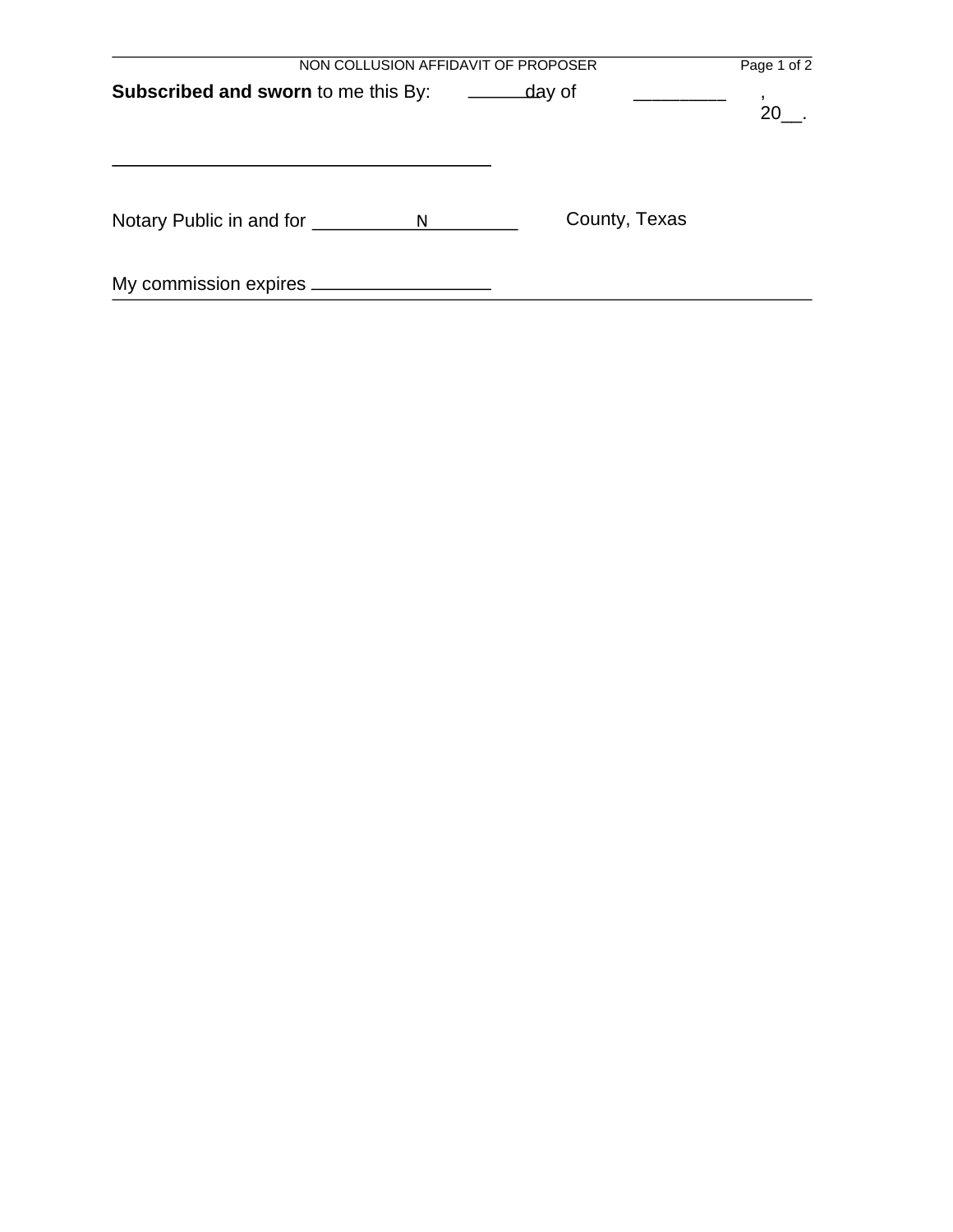**Subscribed and sworn** to me this By: ______day of ________, 20__.

______________________________

Notary Public in and for __________N________ County, Texas

My commission expires ________________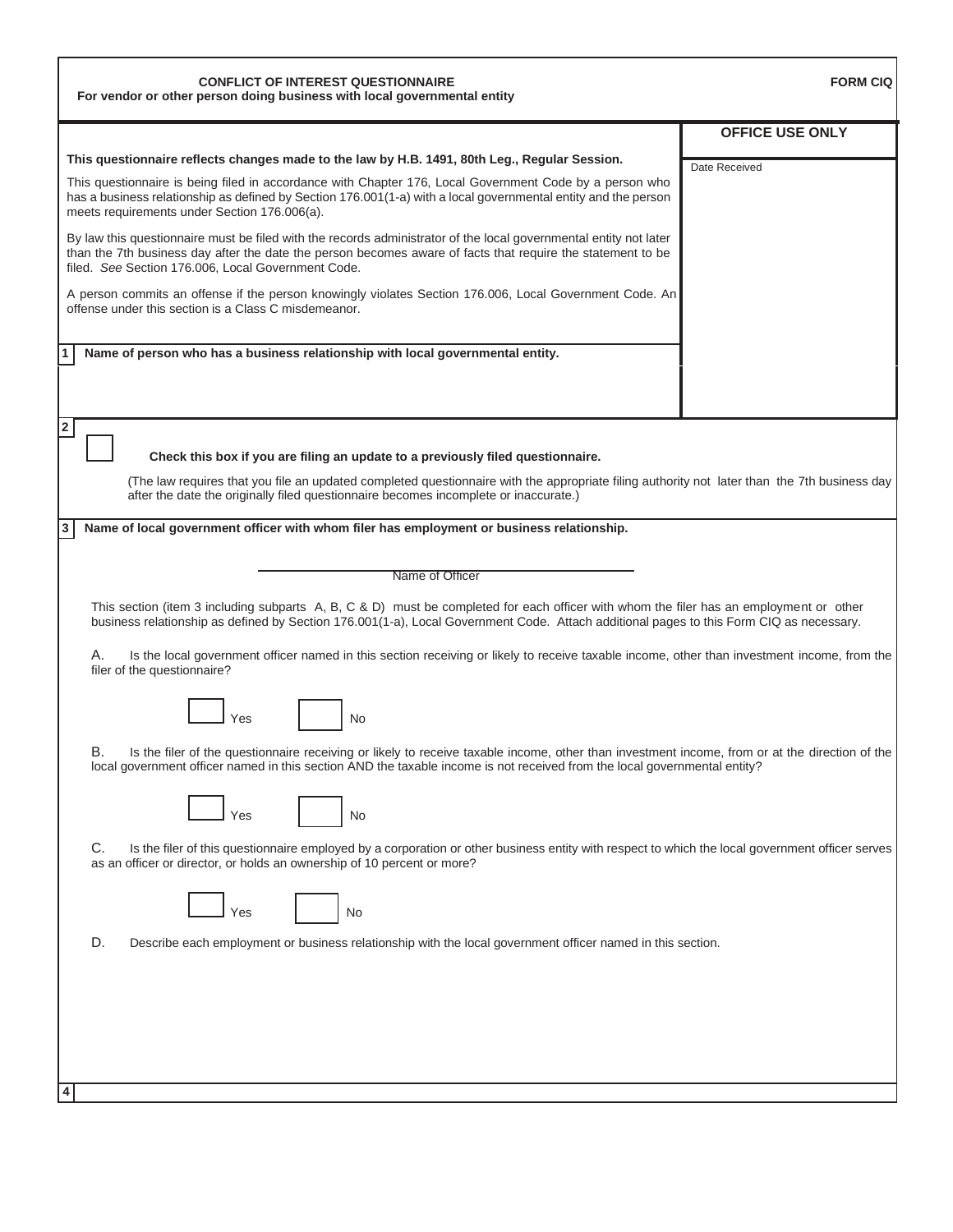**CONFLICT OF INTEREST QUESTIONNAIRE**
**For vendor or other person doing business with local governmental entity**

**FORM CIQ**

**OFFICE USE ONLY**

Date Received

**This questionnaire reflects changes made to the law by H.B. 1491, 80th Leg., Regular Session.**

This questionnaire is being filed in accordance with Chapter 176, Local Government Code by a person who has a business relationship as defined by Section 176.001(1-a) with a local governmental entity and the person meets requirements under Section 176.006(a).

By law this questionnaire must be filed with the records administrator of the local governmental entity not later than the 7th business day after the date the person becomes aware of facts that require the statement to be filed. *See* Section 176.006, Local Government Code.

A person commits an offense if the person knowingly violates Section 176.006, Local Government Code. An offense under this section is a Class C misdemeanor.

**1** **Name of person who has a business relationship with local governmental entity.**

**2**

☐ **Check this box if you are filing an update to a previously filed questionnaire.**

(The law requires that you file an updated completed questionnaire with the appropriate filing authority not later than the 7th business day after the date the originally filed questionnaire becomes incomplete or inaccurate.)

**3** **Name of local government officer with whom filer has employment or business relationship.**

\_\_\_\_\_\_\_\_\_\_\_\_\_\_\_\_\_\_\_\_\_\_\_\_\_\_\_\_\_\_\_\_\_\_\_\_\_\_\_\_
Name of Officer

This section (item 3 including subparts A, B, C & D) must be completed for each officer with whom the filer has an employment or other business relationship as defined by Section 176.001(1-a), Local Government Code. Attach additional pages to this Form CIQ as necessary.

A. Is the local government officer named in this section receiving or likely to receive taxable income, other than investment income, from the filer of the questionnaire?

☐ Yes ☐ No

B. Is the filer of the questionnaire receiving or likely to receive taxable income, other than investment income, from or at the direction of the local government officer named in this section AND the taxable income is not received from the local governmental entity?

☐ Yes ☐ No

C. Is the filer of this questionnaire employed by a corporation or other business entity with respect to which the local government officer serves as an officer or director, or holds an ownership of 10 percent or more?

☐ Yes ☐ No

D. Describe each employment or business relationship with the local government officer named in this section.

**4**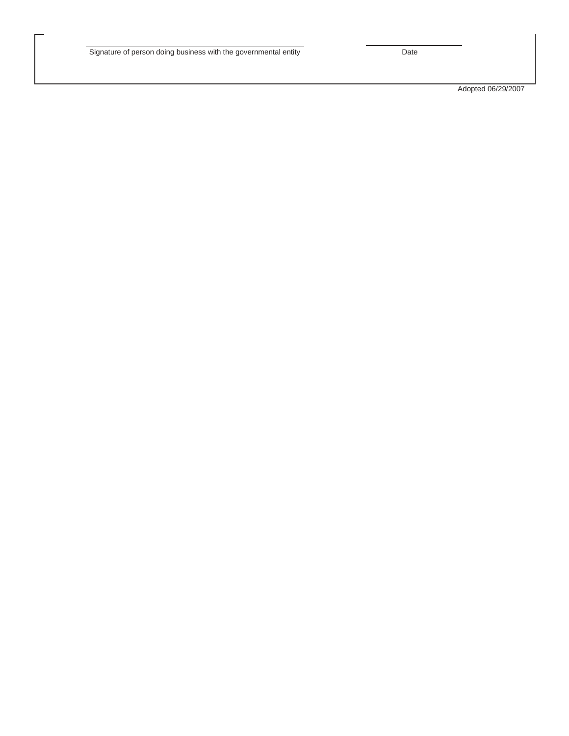_____________________________________________ _______________

Signature of person doing business with the governmental entity Date

Adopted 06/29/2007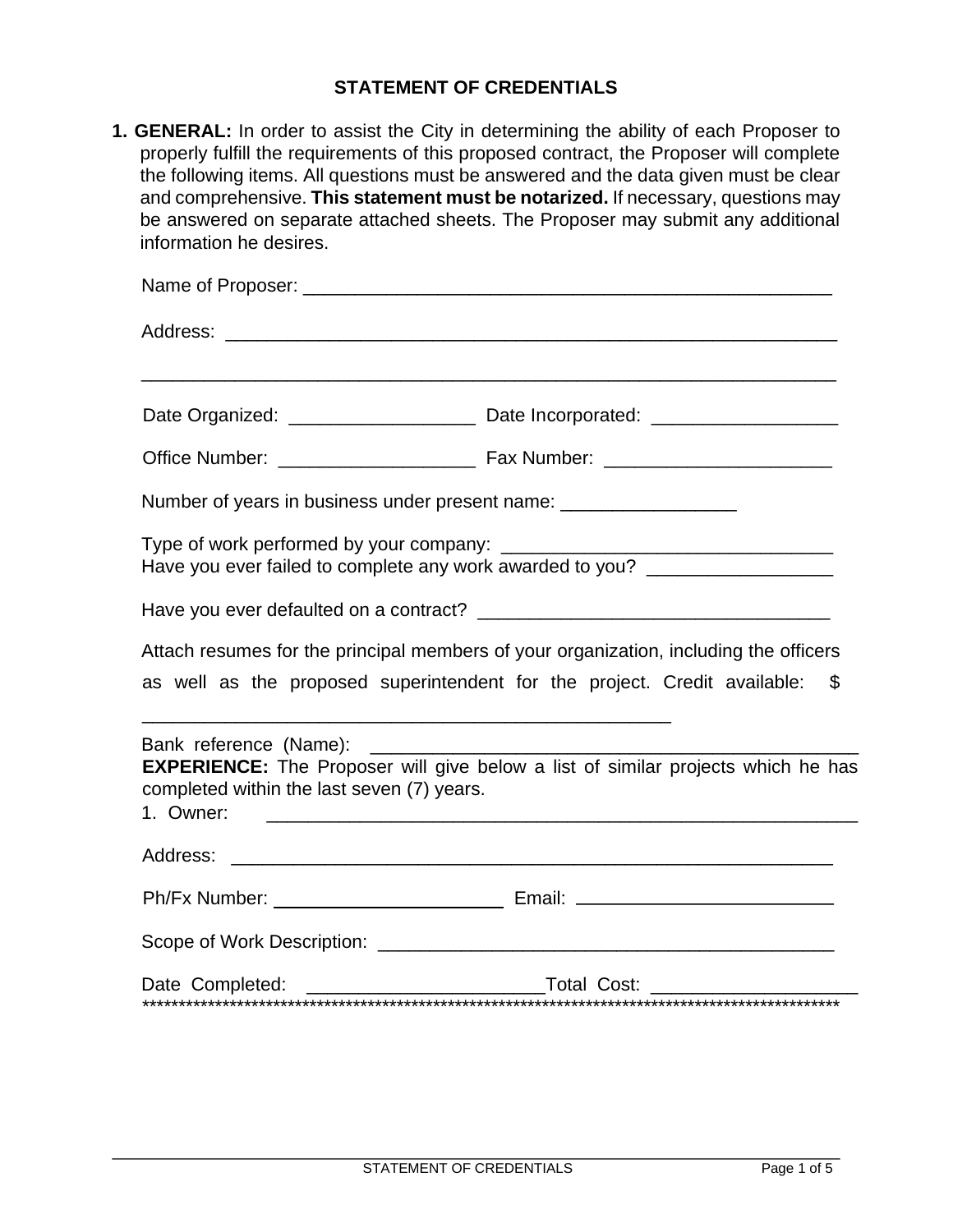## STATEMENT OF CREDENTIALS

**1. GENERAL:** In order to assist the City in determining the ability of each Proposer to properly fulfill the requirements of this proposed contract, the Proposer will complete the following items. All questions must be answered and the data given must be clear and comprehensive. **This statement must be notarized.** If necessary, questions may be answered on separate attached sheets. The Proposer may submit any additional information he desires.

Name of Proposer: ____________________________________________________

Address: ____________________________________________________________

_____________________________________________________________________

Date Organized: __________________ Date Incorporated: __________________

Office Number: ___________________ Fax Number: ______________________

Number of years in business under present name: _________________

Type of work performed by your company: ________________________________
Have you ever failed to complete any work awarded to you? __________________

Have you ever defaulted on a contract? __________________________________

Attach resumes for the principal members of your organization, including the officers as well as the proposed superintendent for the project. Credit available: $ ____________________________________________________

Bank reference (Name): ________________________________________________

**EXPERIENCE:** The Proposer will give below a list of similar projects which he has completed within the last seven (7) years.

1. Owner: ____________________________________________________________

Address: ____________________________________________________________

Ph/Fx Number: ______________________ Email: ________________________

Scope of Work Description: ____________________________________________

Date Completed: ______________________Total Cost: ____________________

***************************************************************************************************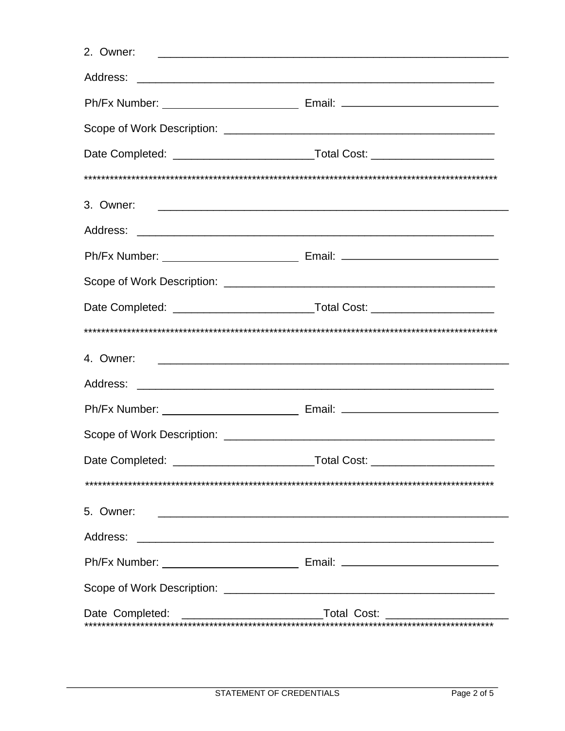2. Owner: ________________________________________________________

Address: ________________________________________________________

Ph/Fx Number: ______________________ Email: __________________________

Scope of Work Description: ___________________________________________

Date Completed: ______________________Total Cost: ____________________

**********************************************************************************************

3. Owner: ________________________________________________________

Address: ________________________________________________________

Ph/Fx Number: ______________________ Email: __________________________

Scope of Work Description: ___________________________________________

Date Completed: ______________________Total Cost: ____________________

**********************************************************************************************

4. Owner: ________________________________________________________

Address: ________________________________________________________

Ph/Fx Number: ______________________ Email: __________________________

Scope of Work Description: ___________________________________________

Date Completed: ______________________Total Cost: ____________________

**********************************************************************************************

5. Owner: ________________________________________________________

Address: ________________________________________________________

Ph/Fx Number: ______________________ Email: __________________________

Scope of Work Description: ___________________________________________

Date Completed: ______________________Total Cost: ____________________

**********************************************************************************************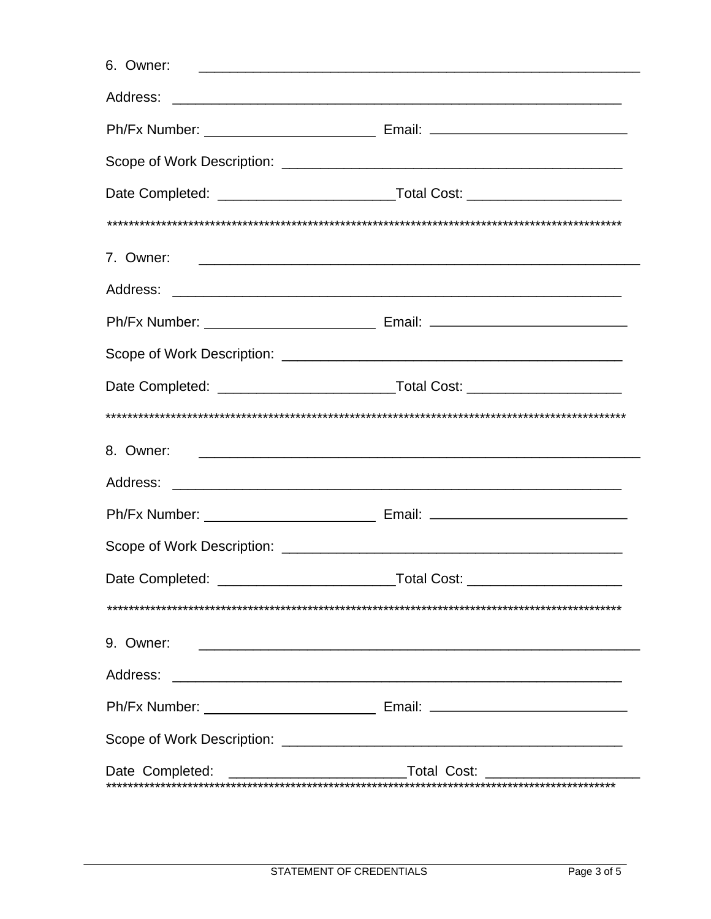6. Owner: ______________________________________________________________

Address: ______________________________________________________________

Ph/Fx Number: ______________________ Email: __________________________

Scope of Work Description: ____________________________________________

Date Completed: ______________________Total Cost: ____________________

***************************************************************************************************

7. Owner: ______________________________________________________________

Address: ______________________________________________________________

Ph/Fx Number: ______________________ Email: __________________________

Scope of Work Description: ____________________________________________

Date Completed: ______________________Total Cost: ____________________

***************************************************************************************************

8. Owner: ______________________________________________________________

Address: ______________________________________________________________

Ph/Fx Number: ______________________ Email: __________________________

Scope of Work Description: ____________________________________________

Date Completed: ______________________Total Cost: ____________________

***************************************************************************************************

9. Owner: ______________________________________________________________

Address: ______________________________________________________________

Ph/Fx Number: ______________________ Email: __________________________

Scope of Work Description: ____________________________________________

Date Completed: ______________________Total Cost: ____________________

***************************************************************************************************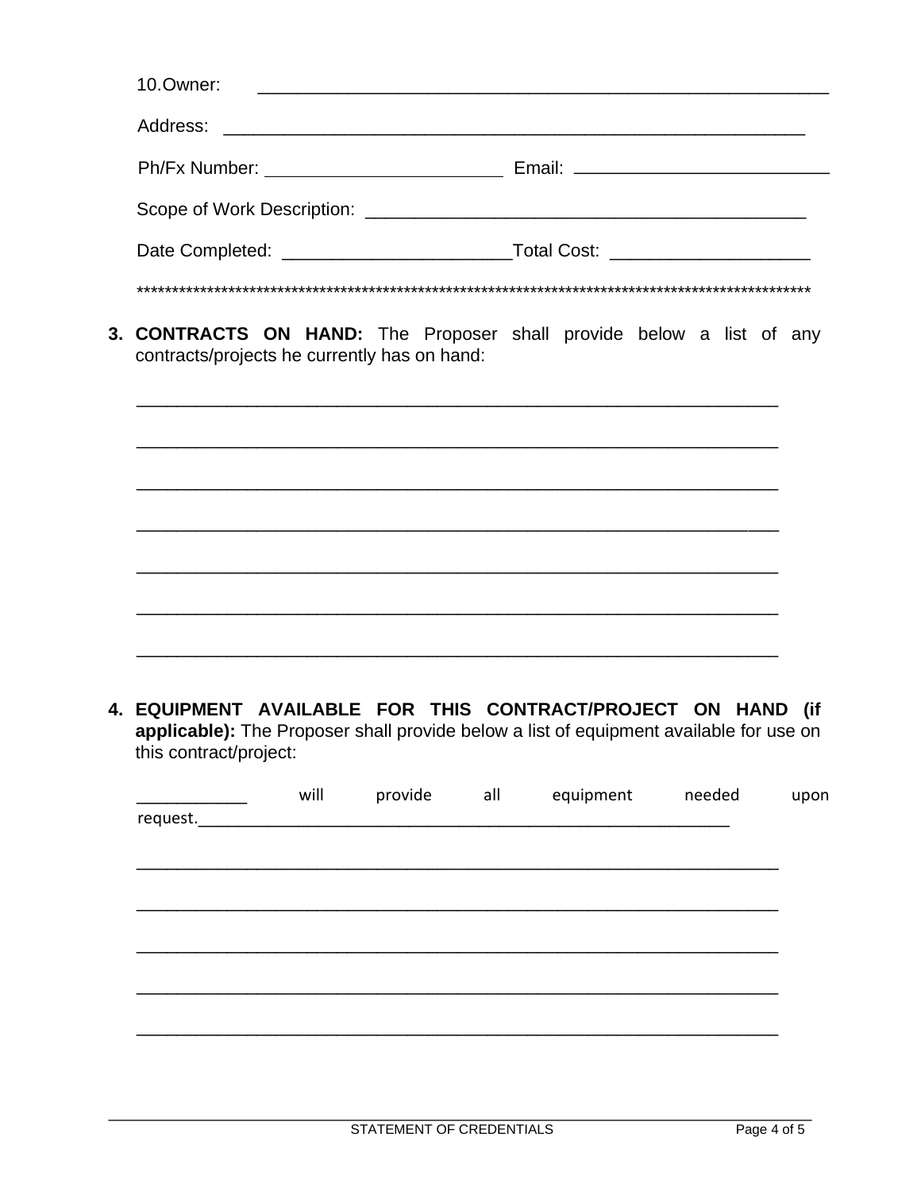10.Owner: ________________________________________________________

Address: ________________________________________________________

Ph/Fx Number: ______________________ Email: ________________________

Scope of Work Description: __________________________________________

Date Completed: _____________________Total Cost: ___________________

*************************************************************************************************

3. **CONTRACTS ON HAND:** The Proposer shall provide below a list of any contracts/projects he currently has on hand:

_______________________________________________________________

_______________________________________________________________

_______________________________________________________________

_______________________________________________________________

_______________________________________________________________

_______________________________________________________________

_______________________________________________________________

4. **EQUIPMENT AVAILABLE FOR THIS CONTRACT/PROJECT ON HAND (if applicable):** The Proposer shall provide below a list of equipment available for use on this contract/project:

___________ will provide all equipment needed upon request.______________________________________________________

_______________________________________________________________

_______________________________________________________________

_______________________________________________________________

_______________________________________________________________

_______________________________________________________________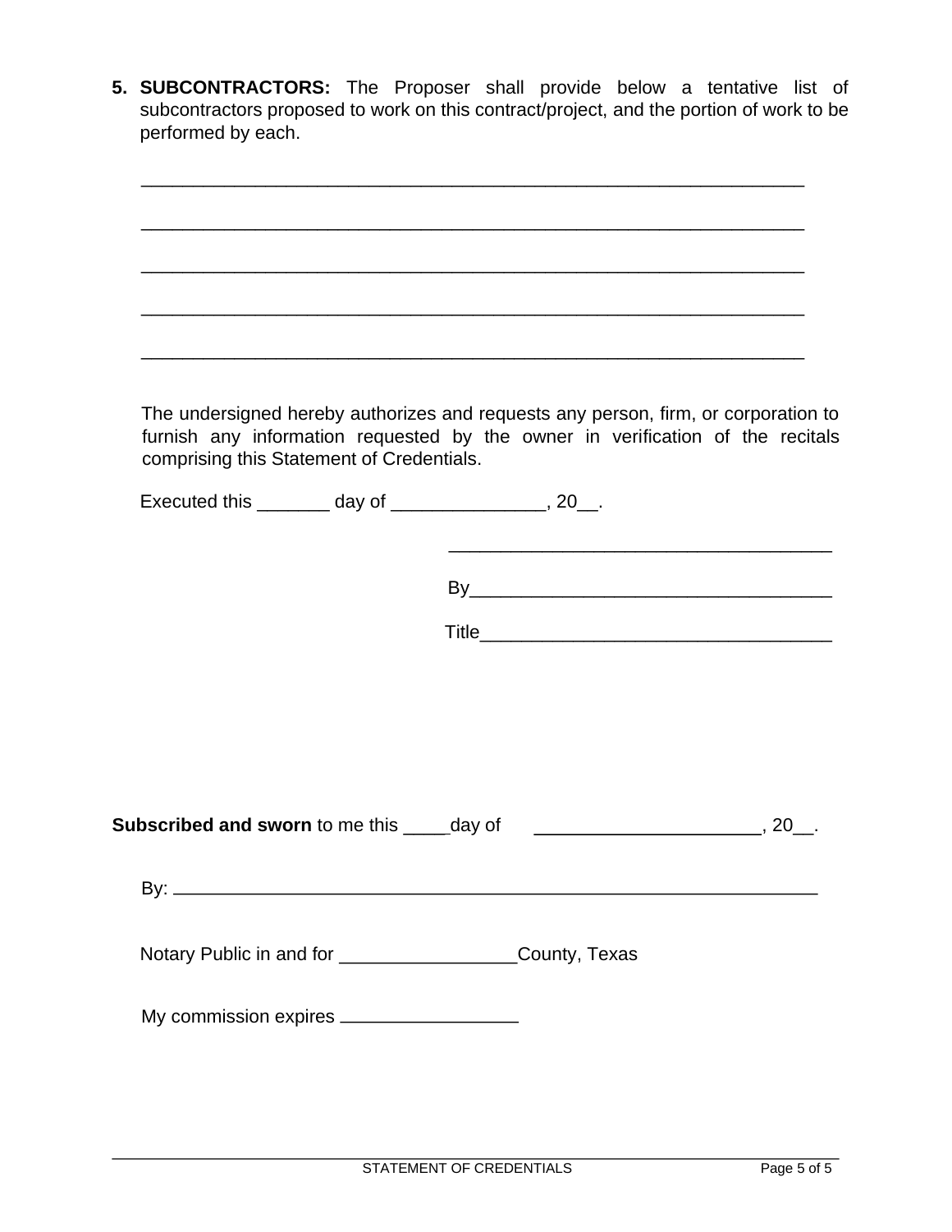5. **SUBCONTRACTORS:** The Proposer shall provide below a tentative list of subcontractors proposed to work on this contract/project, and the portion of work to be performed by each.

_________________________________________________________________

_________________________________________________________________

_________________________________________________________________

_________________________________________________________________

_________________________________________________________________

The undersigned hereby authorizes and requests any person, firm, or corporation to furnish any information requested by the owner in verification of the recitals comprising this Statement of Credentials.

Executed this _______ day of ______________, 20__.

_________________________________

By_______________________________

Title______________________________

**Subscribed and sworn** to me this ____day of ____________________, 20__.

By: ___________________________________________________________

Notary Public in and for ________________County, Texas

My commission expires ________________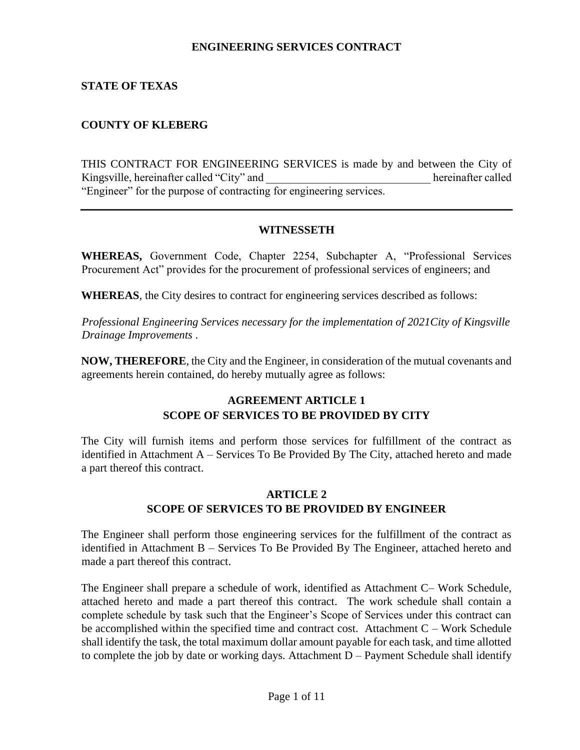**ENGINEERING SERVICES CONTRACT**

**STATE OF TEXAS**

**COUNTY OF KLEBERG**

THIS CONTRACT FOR ENGINEERING SERVICES is made by and between the City of Kingsville, hereinafter called "City" and _____________________________ hereinafter called "Engineer" for the purpose of contracting for engineering services.

---

**WITNESSETH**

**WHEREAS,** Government Code, Chapter 2254, Subchapter A, "Professional Services Procurement Act" provides for the procurement of professional services of engineers; and

**WHEREAS**, the City desires to contract for engineering services described as follows:

*Professional Engineering Services necessary for the implementation of 2021City of Kingsville Drainage Improvements .*

**NOW, THEREFORE**, the City and the Engineer, in consideration of the mutual covenants and agreements herein contained, do hereby mutually agree as follows:

**AGREEMENT ARTICLE 1**
**SCOPE OF SERVICES TO BE PROVIDED BY CITY**

The City will furnish items and perform those services for fulfillment of the contract as identified in Attachment A – Services To Be Provided By The City, attached hereto and made a part thereof this contract.

**ARTICLE 2**
**SCOPE OF SERVICES TO BE PROVIDED BY ENGINEER**

The Engineer shall perform those engineering services for the fulfillment of the contract as identified in Attachment B – Services To Be Provided By The Engineer, attached hereto and made a part thereof this contract.

The Engineer shall prepare a schedule of work, identified as Attachment C– Work Schedule, attached hereto and made a part thereof this contract. The work schedule shall contain a complete schedule by task such that the Engineer's Scope of Services under this contract can be accomplished within the specified time and contract cost. Attachment C – Work Schedule shall identify the task, the total maximum dollar amount payable for each task, and time allotted to complete the job by date or working days. Attachment D – Payment Schedule shall identify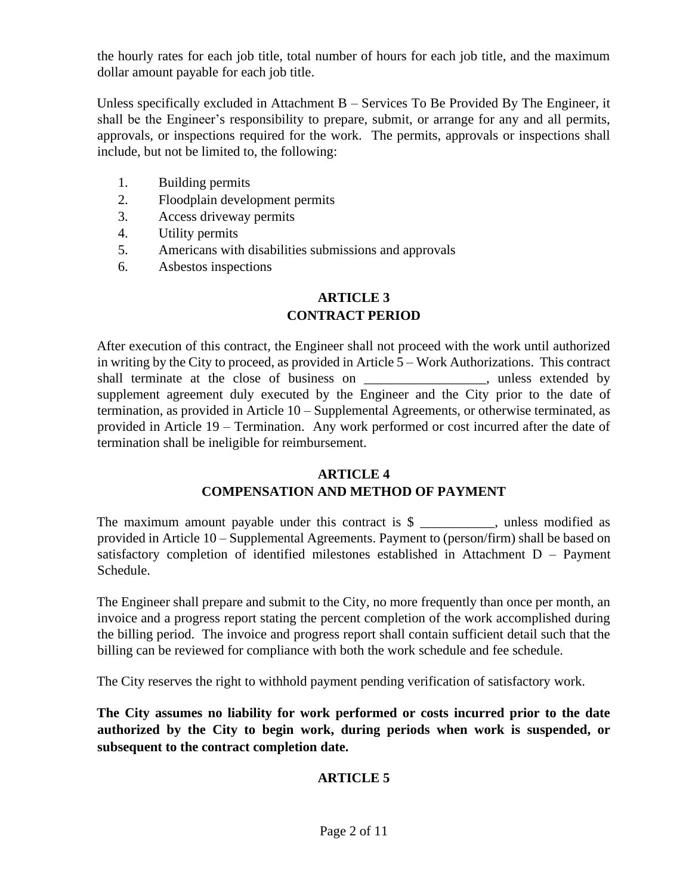the hourly rates for each job title, total number of hours for each job title, and the maximum dollar amount payable for each job title.

Unless specifically excluded in Attachment B – Services To Be Provided By The Engineer, it shall be the Engineer's responsibility to prepare, submit, or arrange for any and all permits, approvals, or inspections required for the work. The permits, approvals or inspections shall include, but not be limited to, the following:

1. Building permits
2. Floodplain development permits
3. Access driveway permits
4. Utility permits
5. Americans with disabilities submissions and approvals
6. Asbestos inspections

## ARTICLE 3
## CONTRACT PERIOD

After execution of this contract, the Engineer shall not proceed with the work until authorized in writing by the City to proceed, as provided in Article 5 – Work Authorizations. This contract shall terminate at the close of business on __________________, unless extended by supplement agreement duly executed by the Engineer and the City prior to the date of termination, as provided in Article 10 – Supplemental Agreements, or otherwise terminated, as provided in Article 19 – Termination. Any work performed or cost incurred after the date of termination shall be ineligible for reimbursement.

## ARTICLE 4
## COMPENSATION AND METHOD OF PAYMENT

The maximum amount payable under this contract is $ ___________, unless modified as provided in Article 10 – Supplemental Agreements. Payment to (person/firm) shall be based on satisfactory completion of identified milestones established in Attachment D – Payment Schedule.

The Engineer shall prepare and submit to the City, no more frequently than once per month, an invoice and a progress report stating the percent completion of the work accomplished during the billing period. The invoice and progress report shall contain sufficient detail such that the billing can be reviewed for compliance with both the work schedule and fee schedule.

The City reserves the right to withhold payment pending verification of satisfactory work.

**The City assumes no liability for work performed or costs incurred prior to the date authorized by the City to begin work, during periods when work is suspended, or subsequent to the contract completion date.**

## ARTICLE 5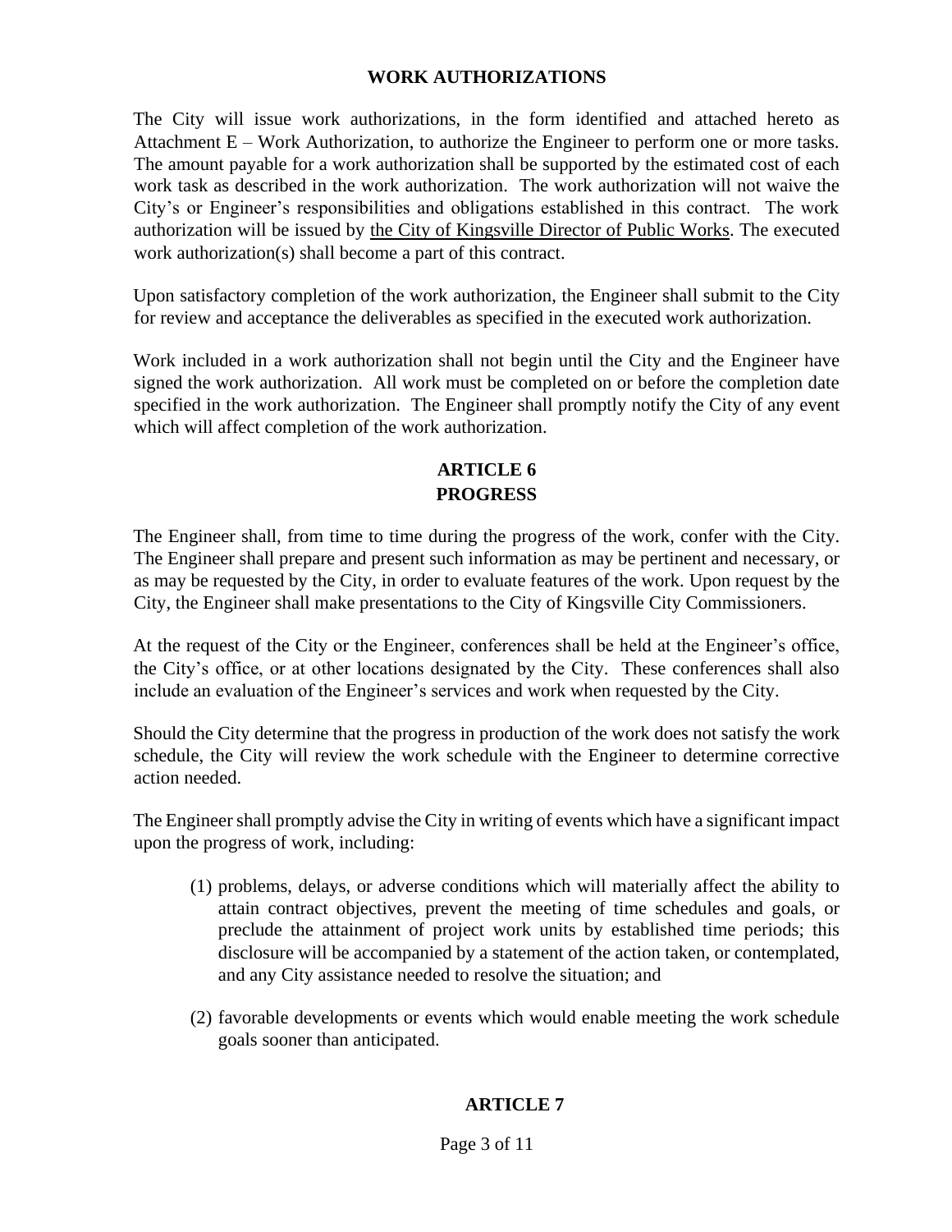## WORK AUTHORIZATIONS

The City will issue work authorizations, in the form identified and attached hereto as Attachment E – Work Authorization, to authorize the Engineer to perform one or more tasks. The amount payable for a work authorization shall be supported by the estimated cost of each work task as described in the work authorization. The work authorization will not waive the City's or Engineer's responsibilities and obligations established in this contract. The work authorization will be issued by the City of Kingsville Director of Public Works. The executed work authorization(s) shall become a part of this contract.

Upon satisfactory completion of the work authorization, the Engineer shall submit to the City for review and acceptance the deliverables as specified in the executed work authorization.

Work included in a work authorization shall not begin until the City and the Engineer have signed the work authorization. All work must be completed on or before the completion date specified in the work authorization. The Engineer shall promptly notify the City of any event which will affect completion of the work authorization.

## ARTICLE 6
## PROGRESS

The Engineer shall, from time to time during the progress of the work, confer with the City. The Engineer shall prepare and present such information as may be pertinent and necessary, or as may be requested by the City, in order to evaluate features of the work. Upon request by the City, the Engineer shall make presentations to the City of Kingsville City Commissioners.

At the request of the City or the Engineer, conferences shall be held at the Engineer's office, the City's office, or at other locations designated by the City. These conferences shall also include an evaluation of the Engineer's services and work when requested by the City.

Should the City determine that the progress in production of the work does not satisfy the work schedule, the City will review the work schedule with the Engineer to determine corrective action needed.

The Engineer shall promptly advise the City in writing of events which have a significant impact upon the progress of work, including:

(1) problems, delays, or adverse conditions which will materially affect the ability to attain contract objectives, prevent the meeting of time schedules and goals, or preclude the attainment of project work units by established time periods; this disclosure will be accompanied by a statement of the action taken, or contemplated, and any City assistance needed to resolve the situation; and

(2) favorable developments or events which would enable meeting the work schedule goals sooner than anticipated.

## ARTICLE 7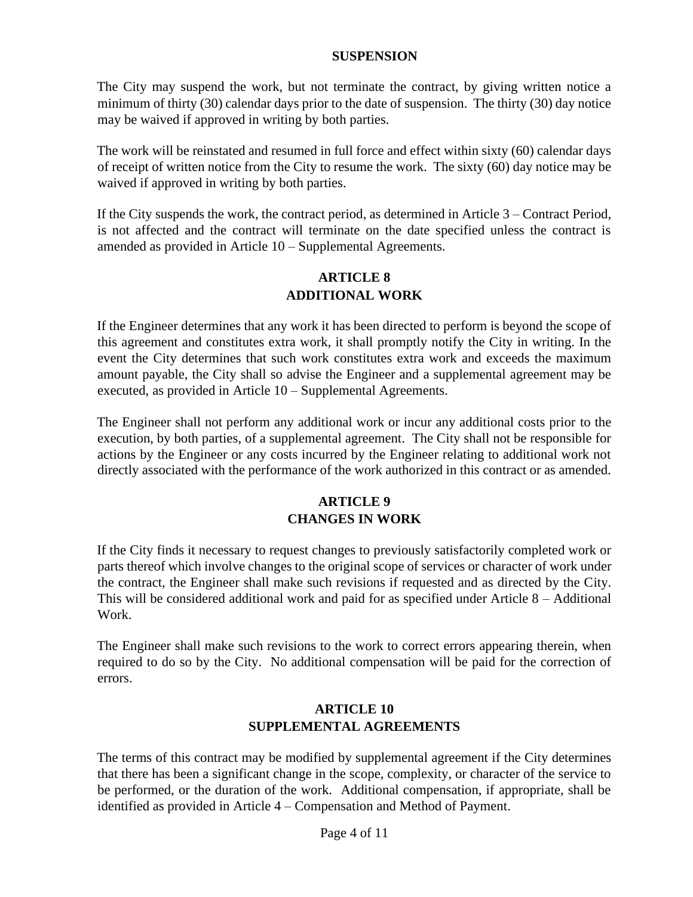## SUSPENSION

The City may suspend the work, but not terminate the contract, by giving written notice a minimum of thirty (30) calendar days prior to the date of suspension. The thirty (30) day notice may be waived if approved in writing by both parties.

The work will be reinstated and resumed in full force and effect within sixty (60) calendar days of receipt of written notice from the City to resume the work. The sixty (60) day notice may be waived if approved in writing by both parties.

If the City suspends the work, the contract period, as determined in Article 3 – Contract Period, is not affected and the contract will terminate on the date specified unless the contract is amended as provided in Article 10 – Supplemental Agreements.

## ARTICLE 8
## ADDITIONAL WORK

If the Engineer determines that any work it has been directed to perform is beyond the scope of this agreement and constitutes extra work, it shall promptly notify the City in writing. In the event the City determines that such work constitutes extra work and exceeds the maximum amount payable, the City shall so advise the Engineer and a supplemental agreement may be executed, as provided in Article 10 – Supplemental Agreements.

The Engineer shall not perform any additional work or incur any additional costs prior to the execution, by both parties, of a supplemental agreement. The City shall not be responsible for actions by the Engineer or any costs incurred by the Engineer relating to additional work not directly associated with the performance of the work authorized in this contract or as amended.

## ARTICLE 9
## CHANGES IN WORK

If the City finds it necessary to request changes to previously satisfactorily completed work or parts thereof which involve changes to the original scope of services or character of work under the contract, the Engineer shall make such revisions if requested and as directed by the City. This will be considered additional work and paid for as specified under Article 8 – Additional Work.

The Engineer shall make such revisions to the work to correct errors appearing therein, when required to do so by the City. No additional compensation will be paid for the correction of errors.

## ARTICLE 10
## SUPPLEMENTAL AGREEMENTS

The terms of this contract may be modified by supplemental agreement if the City determines that there has been a significant change in the scope, complexity, or character of the service to be performed, or the duration of the work. Additional compensation, if appropriate, shall be identified as provided in Article 4 – Compensation and Method of Payment.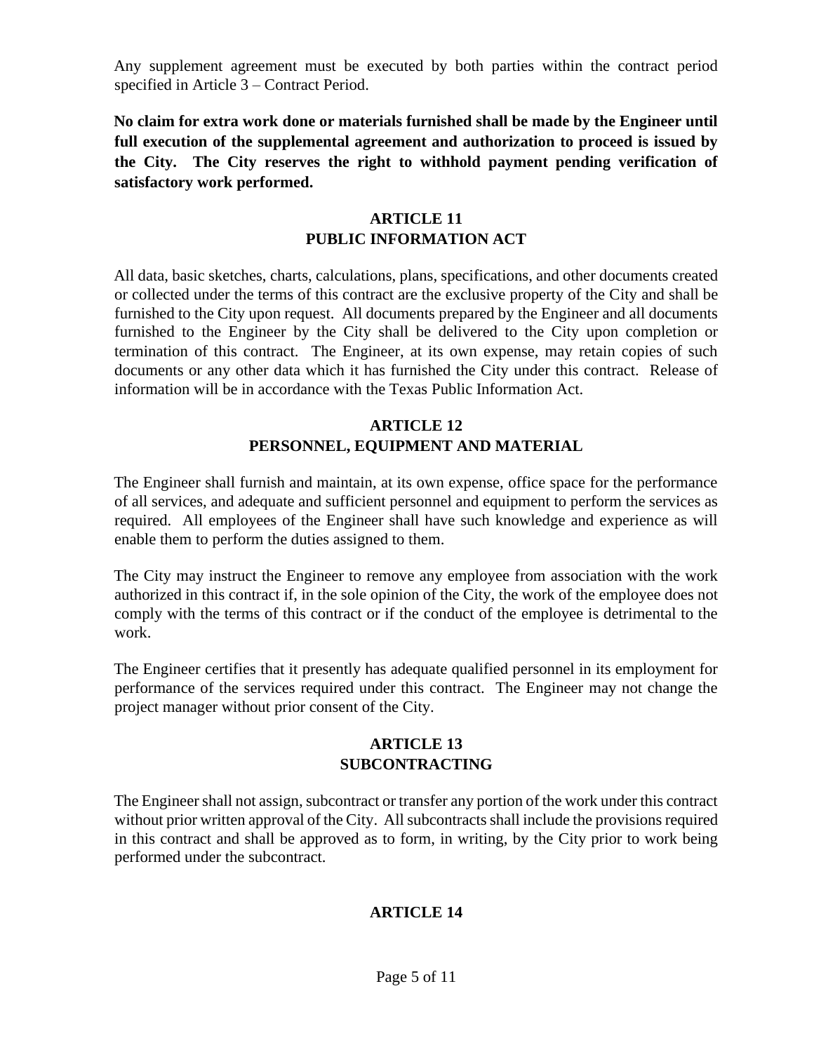Any supplement agreement must be executed by both parties within the contract period specified in Article 3 – Contract Period.

**No claim for extra work done or materials furnished shall be made by the Engineer until full execution of the supplemental agreement and authorization to proceed is issued by the City. The City reserves the right to withhold payment pending verification of satisfactory work performed.**

## ARTICLE 11
## PUBLIC INFORMATION ACT

All data, basic sketches, charts, calculations, plans, specifications, and other documents created or collected under the terms of this contract are the exclusive property of the City and shall be furnished to the City upon request. All documents prepared by the Engineer and all documents furnished to the Engineer by the City shall be delivered to the City upon completion or termination of this contract. The Engineer, at its own expense, may retain copies of such documents or any other data which it has furnished the City under this contract. Release of information will be in accordance with the Texas Public Information Act.

## ARTICLE 12
## PERSONNEL, EQUIPMENT AND MATERIAL

The Engineer shall furnish and maintain, at its own expense, office space for the performance of all services, and adequate and sufficient personnel and equipment to perform the services as required. All employees of the Engineer shall have such knowledge and experience as will enable them to perform the duties assigned to them.

The City may instruct the Engineer to remove any employee from association with the work authorized in this contract if, in the sole opinion of the City, the work of the employee does not comply with the terms of this contract or if the conduct of the employee is detrimental to the work.

The Engineer certifies that it presently has adequate qualified personnel in its employment for performance of the services required under this contract. The Engineer may not change the project manager without prior consent of the City.

## ARTICLE 13
## SUBCONTRACTING

The Engineer shall not assign, subcontract or transfer any portion of the work under this contract without prior written approval of the City. All subcontracts shall include the provisions required in this contract and shall be approved as to form, in writing, by the City prior to work being performed under the subcontract.

## ARTICLE 14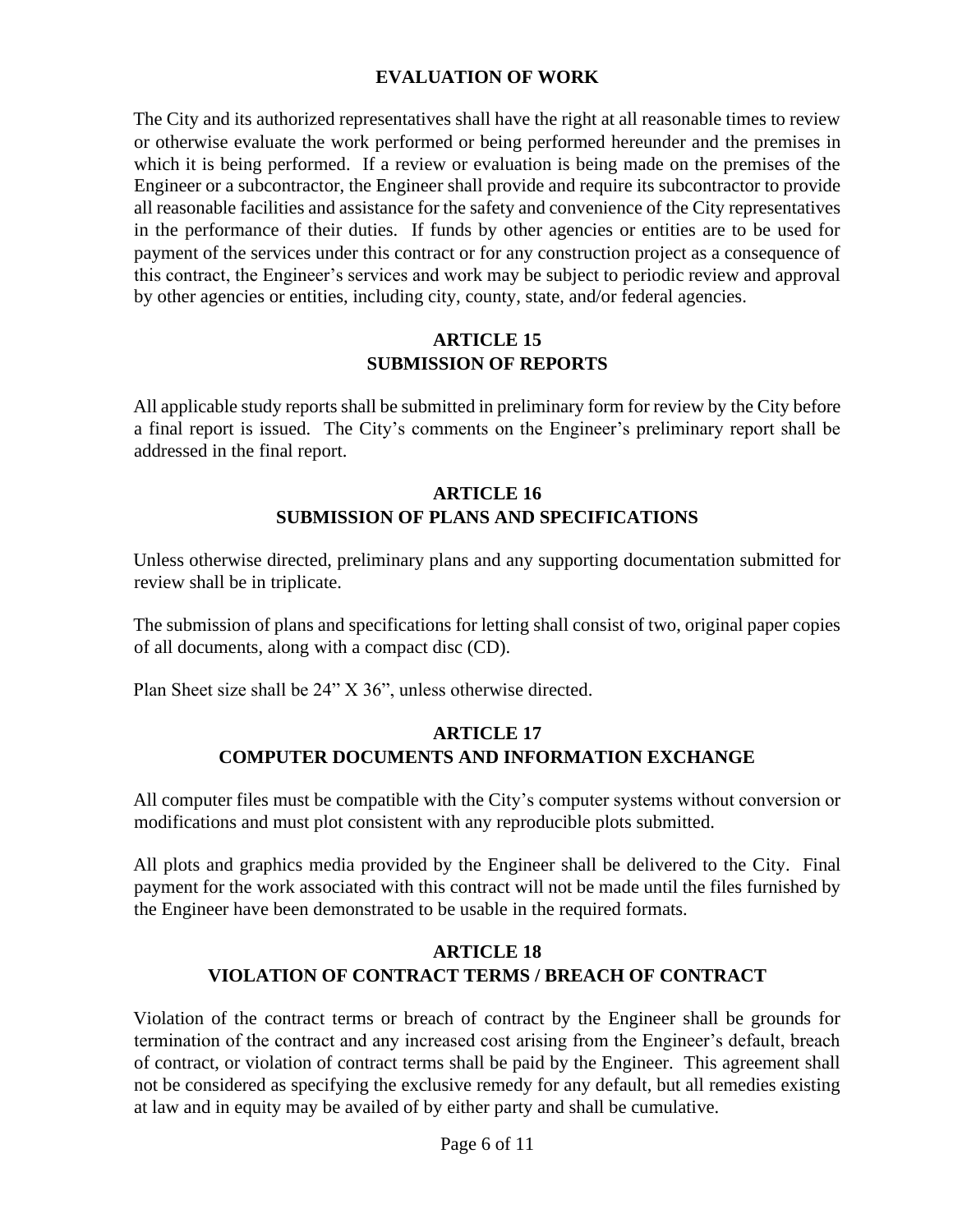## EVALUATION OF WORK

The City and its authorized representatives shall have the right at all reasonable times to review or otherwise evaluate the work performed or being performed hereunder and the premises in which it is being performed. If a review or evaluation is being made on the premises of the Engineer or a subcontractor, the Engineer shall provide and require its subcontractor to provide all reasonable facilities and assistance for the safety and convenience of the City representatives in the performance of their duties. If funds by other agencies or entities are to be used for payment of the services under this contract or for any construction project as a consequence of this contract, the Engineer's services and work may be subject to periodic review and approval by other agencies or entities, including city, county, state, and/or federal agencies.

## ARTICLE 15
## SUBMISSION OF REPORTS

All applicable study reports shall be submitted in preliminary form for review by the City before a final report is issued. The City's comments on the Engineer's preliminary report shall be addressed in the final report.

## ARTICLE 16
## SUBMISSION OF PLANS AND SPECIFICATIONS

Unless otherwise directed, preliminary plans and any supporting documentation submitted for review shall be in triplicate.

The submission of plans and specifications for letting shall consist of two, original paper copies of all documents, along with a compact disc (CD).

Plan Sheet size shall be 24" X 36", unless otherwise directed.

## ARTICLE 17
## COMPUTER DOCUMENTS AND INFORMATION EXCHANGE

All computer files must be compatible with the City's computer systems without conversion or modifications and must plot consistent with any reproducible plots submitted.

All plots and graphics media provided by the Engineer shall be delivered to the City. Final payment for the work associated with this contract will not be made until the files furnished by the Engineer have been demonstrated to be usable in the required formats.

## ARTICLE 18
## VIOLATION OF CONTRACT TERMS / BREACH OF CONTRACT

Violation of the contract terms or breach of contract by the Engineer shall be grounds for termination of the contract and any increased cost arising from the Engineer's default, breach of contract, or violation of contract terms shall be paid by the Engineer. This agreement shall not be considered as specifying the exclusive remedy for any default, but all remedies existing at law and in equity may be availed of by either party and shall be cumulative.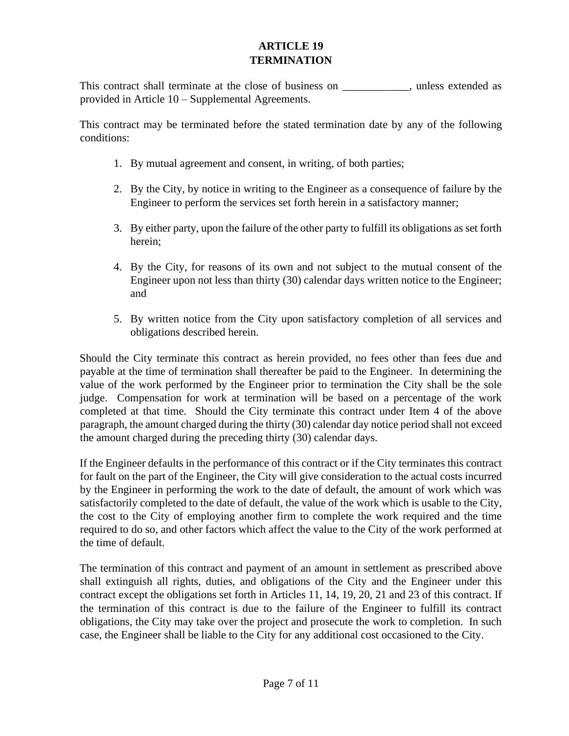## ARTICLE 19
## TERMINATION

This contract shall terminate at the close of business on ____________, unless extended as provided in Article 10 – Supplemental Agreements.

This contract may be terminated before the stated termination date by any of the following conditions:

1. By mutual agreement and consent, in writing, of both parties;

2. By the City, by notice in writing to the Engineer as a consequence of failure by the Engineer to perform the services set forth herein in a satisfactory manner;

3. By either party, upon the failure of the other party to fulfill its obligations as set forth herein;

4. By the City, for reasons of its own and not subject to the mutual consent of the Engineer upon not less than thirty (30) calendar days written notice to the Engineer; and

5. By written notice from the City upon satisfactory completion of all services and obligations described herein.

Should the City terminate this contract as herein provided, no fees other than fees due and payable at the time of termination shall thereafter be paid to the Engineer. In determining the value of the work performed by the Engineer prior to termination the City shall be the sole judge. Compensation for work at termination will be based on a percentage of the work completed at that time. Should the City terminate this contract under Item 4 of the above paragraph, the amount charged during the thirty (30) calendar day notice period shall not exceed the amount charged during the preceding thirty (30) calendar days.

If the Engineer defaults in the performance of this contract or if the City terminates this contract for fault on the part of the Engineer, the City will give consideration to the actual costs incurred by the Engineer in performing the work to the date of default, the amount of work which was satisfactorily completed to the date of default, the value of the work which is usable to the City, the cost to the City of employing another firm to complete the work required and the time required to do so, and other factors which affect the value to the City of the work performed at the time of default.

The termination of this contract and payment of an amount in settlement as prescribed above shall extinguish all rights, duties, and obligations of the City and the Engineer under this contract except the obligations set forth in Articles 11, 14, 19, 20, 21 and 23 of this contract. If the termination of this contract is due to the failure of the Engineer to fulfill its contract obligations, the City may take over the project and prosecute the work to completion. In such case, the Engineer shall be liable to the City for any additional cost occasioned to the City.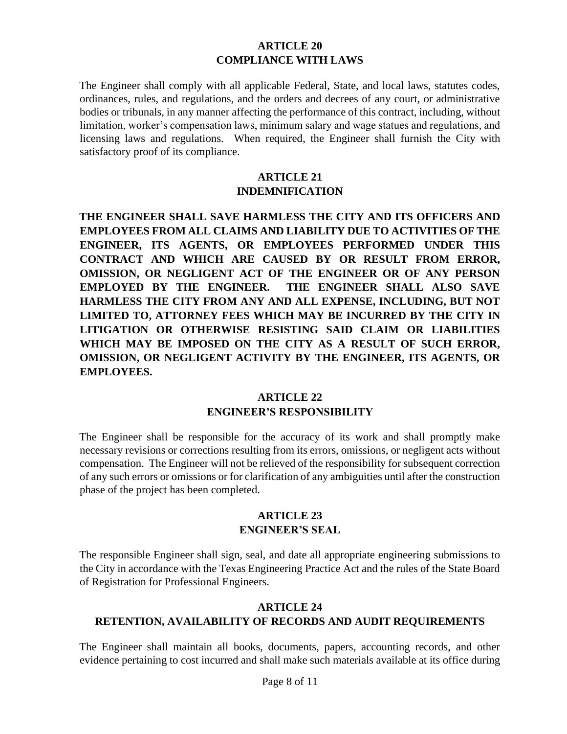## ARTICLE 20
## COMPLIANCE WITH LAWS

The Engineer shall comply with all applicable Federal, State, and local laws, statutes codes, ordinances, rules, and regulations, and the orders and decrees of any court, or administrative bodies or tribunals, in any manner affecting the performance of this contract, including, without limitation, worker's compensation laws, minimum salary and wage statues and regulations, and licensing laws and regulations. When required, the Engineer shall furnish the City with satisfactory proof of its compliance.

## ARTICLE 21
## INDEMNIFICATION

**THE ENGINEER SHALL SAVE HARMLESS THE CITY AND ITS OFFICERS AND EMPLOYEES FROM ALL CLAIMS AND LIABILITY DUE TO ACTIVITIES OF THE ENGINEER, ITS AGENTS, OR EMPLOYEES PERFORMED UNDER THIS CONTRACT AND WHICH ARE CAUSED BY OR RESULT FROM ERROR, OMISSION, OR NEGLIGENT ACT OF THE ENGINEER OR OF ANY PERSON EMPLOYED BY THE ENGINEER. THE ENGINEER SHALL ALSO SAVE HARMLESS THE CITY FROM ANY AND ALL EXPENSE, INCLUDING, BUT NOT LIMITED TO, ATTORNEY FEES WHICH MAY BE INCURRED BY THE CITY IN LITIGATION OR OTHERWISE RESISTING SAID CLAIM OR LIABILITIES WHICH MAY BE IMPOSED ON THE CITY AS A RESULT OF SUCH ERROR, OMISSION, OR NEGLIGENT ACTIVITY BY THE ENGINEER, ITS AGENTS, OR EMPLOYEES.**

## ARTICLE 22
## ENGINEER'S RESPONSIBILITY

The Engineer shall be responsible for the accuracy of its work and shall promptly make necessary revisions or corrections resulting from its errors, omissions, or negligent acts without compensation. The Engineer will not be relieved of the responsibility for subsequent correction of any such errors or omissions or for clarification of any ambiguities until after the construction phase of the project has been completed.

## ARTICLE 23
## ENGINEER'S SEAL

The responsible Engineer shall sign, seal, and date all appropriate engineering submissions to the City in accordance with the Texas Engineering Practice Act and the rules of the State Board of Registration for Professional Engineers.

## ARTICLE 24
## RETENTION, AVAILABILITY OF RECORDS AND AUDIT REQUIREMENTS

The Engineer shall maintain all books, documents, papers, accounting records, and other evidence pertaining to cost incurred and shall make such materials available at its office during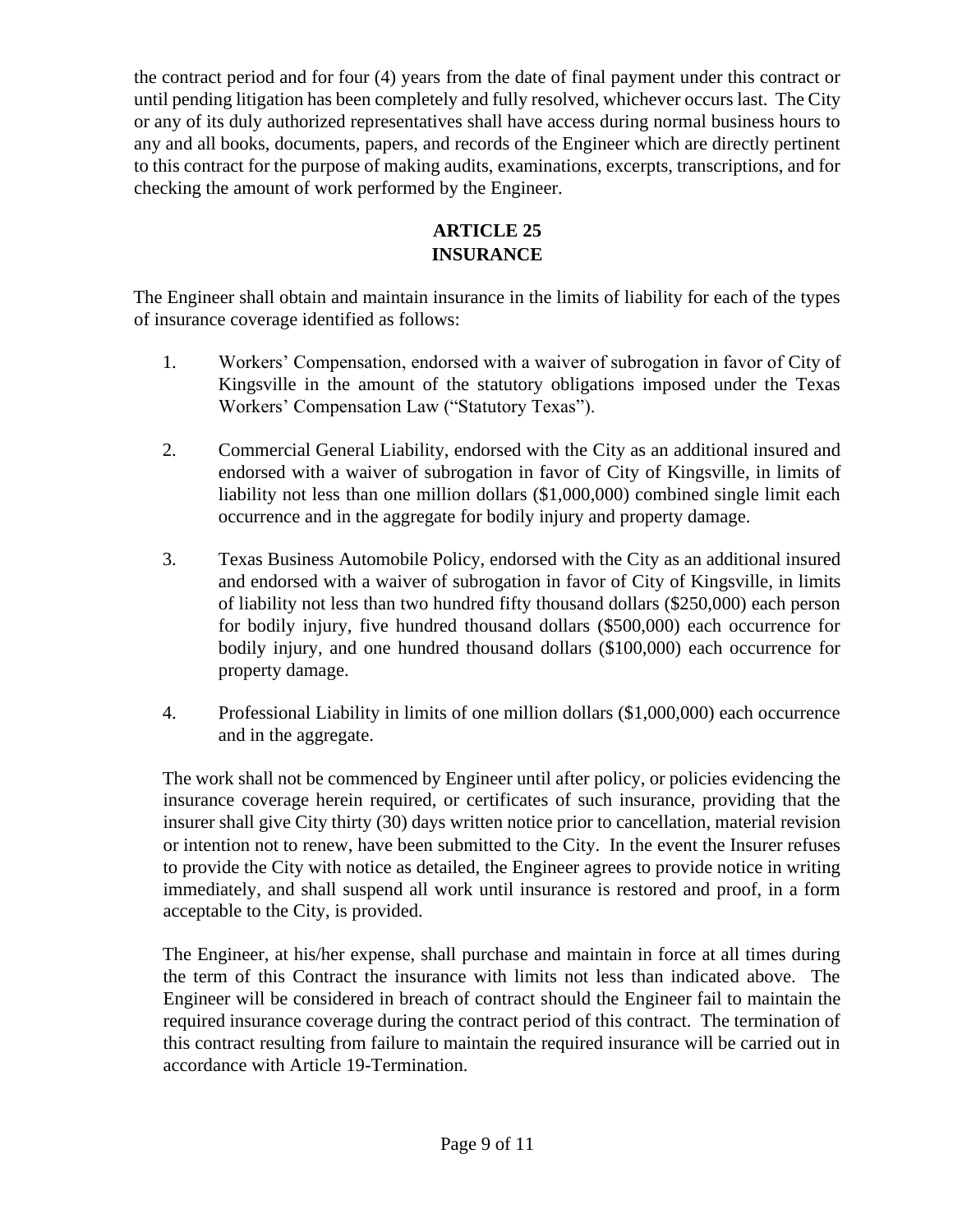the contract period and for four (4) years from the date of final payment under this contract or until pending litigation has been completely and fully resolved, whichever occurs last. The City or any of its duly authorized representatives shall have access during normal business hours to any and all books, documents, papers, and records of the Engineer which are directly pertinent to this contract for the purpose of making audits, examinations, excerpts, transcriptions, and for checking the amount of work performed by the Engineer.

## ARTICLE 25
## INSURANCE

The Engineer shall obtain and maintain insurance in the limits of liability for each of the types of insurance coverage identified as follows:

1. Workers' Compensation, endorsed with a waiver of subrogation in favor of City of Kingsville in the amount of the statutory obligations imposed under the Texas Workers' Compensation Law ("Statutory Texas").

2. Commercial General Liability, endorsed with the City as an additional insured and endorsed with a waiver of subrogation in favor of City of Kingsville, in limits of liability not less than one million dollars ($1,000,000) combined single limit each occurrence and in the aggregate for bodily injury and property damage.

3. Texas Business Automobile Policy, endorsed with the City as an additional insured and endorsed with a waiver of subrogation in favor of City of Kingsville, in limits of liability not less than two hundred fifty thousand dollars ($250,000) each person for bodily injury, five hundred thousand dollars ($500,000) each occurrence for bodily injury, and one hundred thousand dollars ($100,000) each occurrence for property damage.

4. Professional Liability in limits of one million dollars ($1,000,000) each occurrence and in the aggregate.

The work shall not be commenced by Engineer until after policy, or policies evidencing the insurance coverage herein required, or certificates of such insurance, providing that the insurer shall give City thirty (30) days written notice prior to cancellation, material revision or intention not to renew, have been submitted to the City. In the event the Insurer refuses to provide the City with notice as detailed, the Engineer agrees to provide notice in writing immediately, and shall suspend all work until insurance is restored and proof, in a form acceptable to the City, is provided.

The Engineer, at his/her expense, shall purchase and maintain in force at all times during the term of this Contract the insurance with limits not less than indicated above. The Engineer will be considered in breach of contract should the Engineer fail to maintain the required insurance coverage during the contract period of this contract. The termination of this contract resulting from failure to maintain the required insurance will be carried out in accordance with Article 19-Termination.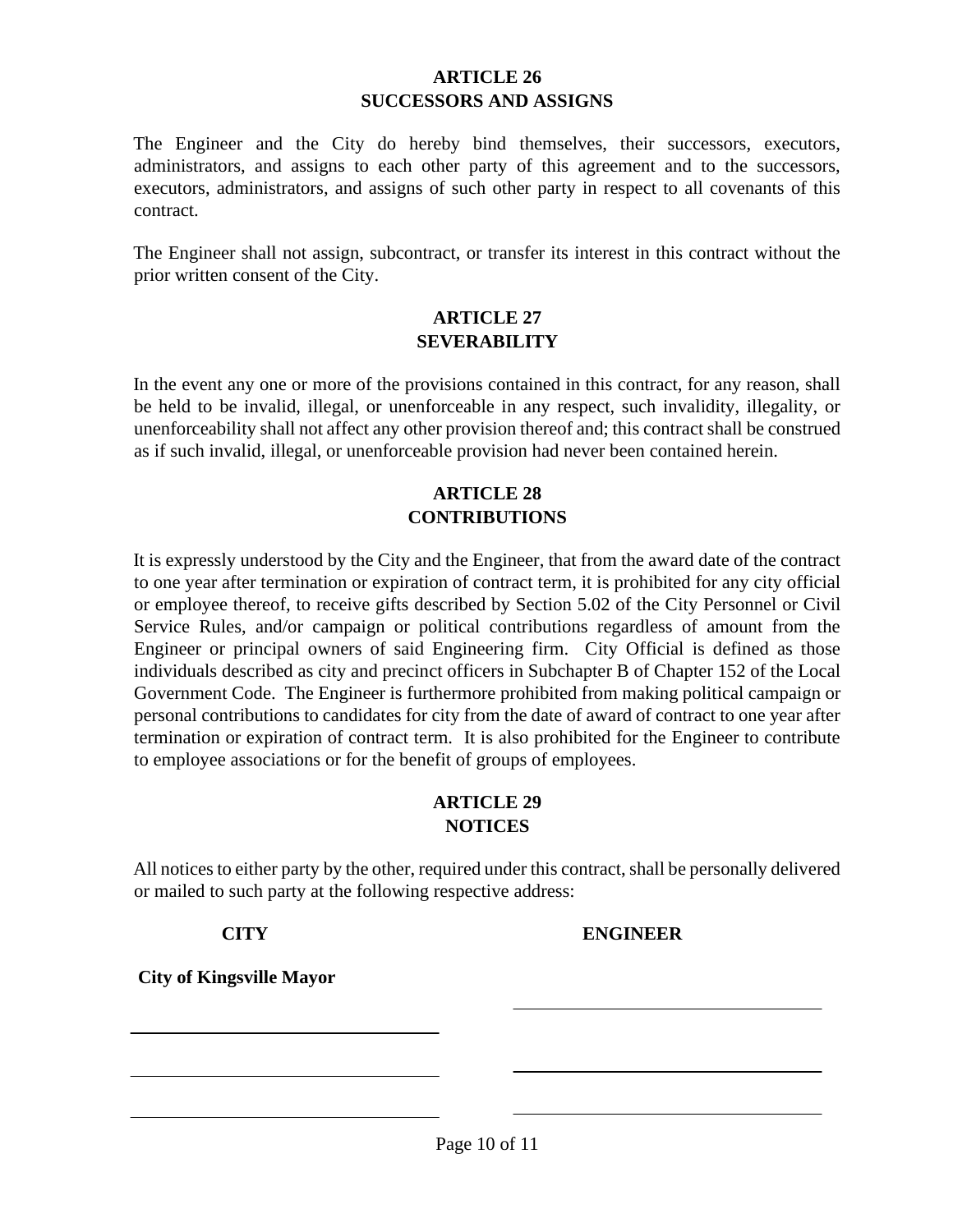## ARTICLE 26
## SUCCESSORS AND ASSIGNS

The Engineer and the City do hereby bind themselves, their successors, executors, administrators, and assigns to each other party of this agreement and to the successors, executors, administrators, and assigns of such other party in respect to all covenants of this contract.

The Engineer shall not assign, subcontract, or transfer its interest in this contract without the prior written consent of the City.

## ARTICLE 27
## SEVERABILITY

In the event any one or more of the provisions contained in this contract, for any reason, shall be held to be invalid, illegal, or unenforceable in any respect, such invalidity, illegality, or unenforceability shall not affect any other provision thereof and; this contract shall be construed as if such invalid, illegal, or unenforceable provision had never been contained herein.

## ARTICLE 28
## CONTRIBUTIONS

It is expressly understood by the City and the Engineer, that from the award date of the contract to one year after termination or expiration of contract term, it is prohibited for any city official or employee thereof, to receive gifts described by Section 5.02 of the City Personnel or Civil Service Rules, and/or campaign or political contributions regardless of amount from the Engineer or principal owners of said Engineering firm. City Official is defined as those individuals described as city and precinct officers in Subchapter B of Chapter 152 of the Local Government Code. The Engineer is furthermore prohibited from making political campaign or personal contributions to candidates for city from the date of award of contract to one year after termination or expiration of contract term. It is also prohibited for the Engineer to contribute to employee associations or for the benefit of groups of employees.

## ARTICLE 29
## NOTICES

All notices to either party by the other, required under this contract, shall be personally delivered or mailed to such party at the following respective address:

| **CITY** | **ENGINEER** |
|---|---|
| **City of Kingsville Mayor** | ______________________ |
| ______________________ | ______________________ |
| ______________________ | ______________________ |
| ______________________ | |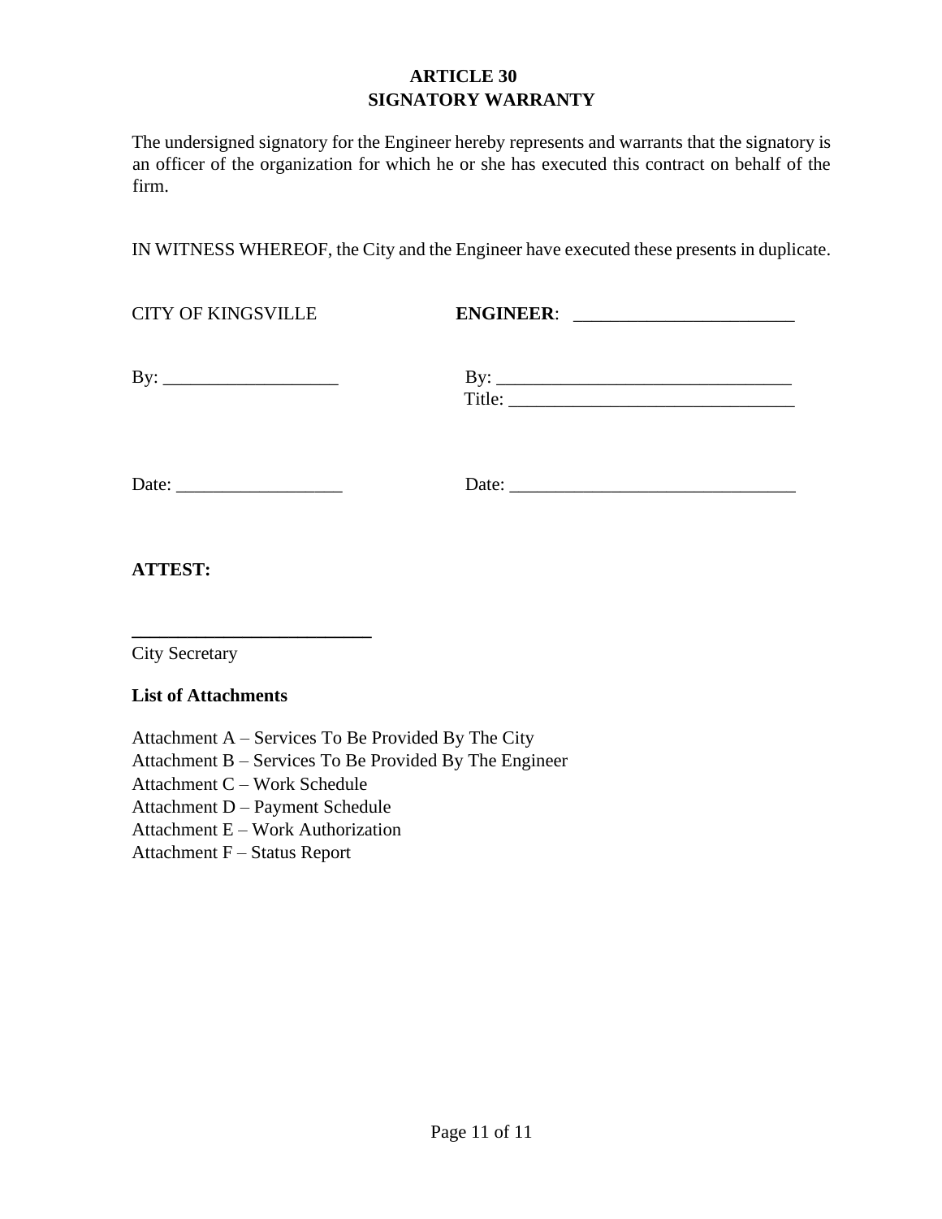## ARTICLE 30
## SIGNATORY WARRANTY

The undersigned signatory for the Engineer hereby represents and warrants that the signatory is an officer of the organization for which he or she has executed this contract on behalf of the firm.

IN WITNESS WHEREOF, the City and the Engineer have executed these presents in duplicate.

| CITY OF KINGSVILLE | **ENGINEER**: ________________________ |
|---|---|
| By: ___________________ | By: ________________________________ |
| | Title: _______________________________ |
| Date: __________________ | Date: _______________________________ |

**ATTEST:**

**_________________________**

City Secretary

**List of Attachments**

Attachment A – Services To Be Provided By The City
Attachment B – Services To Be Provided By The Engineer
Attachment C – Work Schedule
Attachment D – Payment Schedule
Attachment E – Work Authorization
Attachment F – Status Report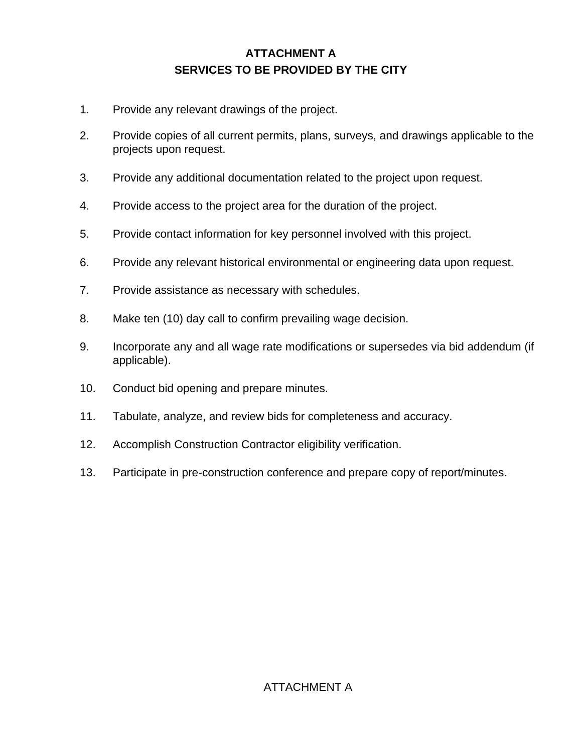# ATTACHMENT A

## SERVICES TO BE PROVIDED BY THE CITY

1. Provide any relevant drawings of the project.
2. Provide copies of all current permits, plans, surveys, and drawings applicable to the projects upon request.
3. Provide any additional documentation related to the project upon request.
4. Provide access to the project area for the duration of the project.
5. Provide contact information for key personnel involved with this project.
6. Provide any relevant historical environmental or engineering data upon request.
7. Provide assistance as necessary with schedules.
8. Make ten (10) day call to confirm prevailing wage decision.
9. Incorporate any and all wage rate modifications or supersedes via bid addendum (if applicable).
10. Conduct bid opening and prepare minutes.
11. Tabulate, analyze, and review bids for completeness and accuracy.
12. Accomplish Construction Contractor eligibility verification.
13. Participate in pre-construction conference and prepare copy of report/minutes.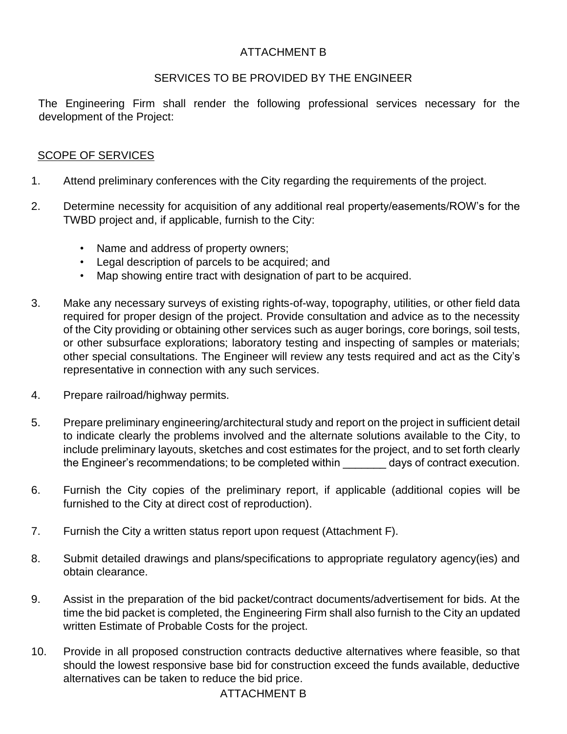# ATTACHMENT B

## SERVICES TO BE PROVIDED BY THE ENGINEER

The Engineering Firm shall render the following professional services necessary for the development of the Project:

### SCOPE OF SERVICES

1. Attend preliminary conferences with the City regarding the requirements of the project.

2. Determine necessity for acquisition of any additional real property/easements/ROW's for the TWBD project and, if applicable, furnish to the City:

   - Name and address of property owners;
   - Legal description of parcels to be acquired; and
   - Map showing entire tract with designation of part to be acquired.

3. Make any necessary surveys of existing rights-of-way, topography, utilities, or other field data required for proper design of the project. Provide consultation and advice as to the necessity of the City providing or obtaining other services such as auger borings, core borings, soil tests, or other subsurface explorations; laboratory testing and inspecting of samples or materials; other special consultations. The Engineer will review any tests required and act as the City's representative in connection with any such services.

4. Prepare railroad/highway permits.

5. Prepare preliminary engineering/architectural study and report on the project in sufficient detail to indicate clearly the problems involved and the alternate solutions available to the City, to include preliminary layouts, sketches and cost estimates for the project, and to set forth clearly the Engineer's recommendations; to be completed within _______ days of contract execution.

6. Furnish the City copies of the preliminary report, if applicable (additional copies will be furnished to the City at direct cost of reproduction).

7. Furnish the City a written status report upon request (Attachment F).

8. Submit detailed drawings and plans/specifications to appropriate regulatory agency(ies) and obtain clearance.

9. Assist in the preparation of the bid packet/contract documents/advertisement for bids. At the time the bid packet is completed, the Engineering Firm shall also furnish to the City an updated written Estimate of Probable Costs for the project.

10. Provide in all proposed construction contracts deductive alternatives where feasible, so that should the lowest responsive base bid for construction exceed the funds available, deductive alternatives can be taken to reduce the bid price.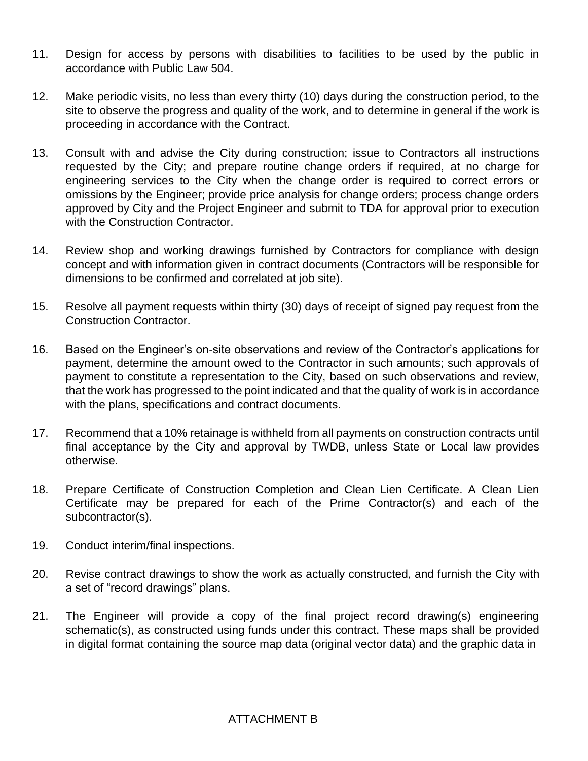11. Design for access by persons with disabilities to facilities to be used by the public in accordance with Public Law 504.

12. Make periodic visits, no less than every thirty (10) days during the construction period, to the site to observe the progress and quality of the work, and to determine in general if the work is proceeding in accordance with the Contract.

13. Consult with and advise the City during construction; issue to Contractors all instructions requested by the City; and prepare routine change orders if required, at no charge for engineering services to the City when the change order is required to correct errors or omissions by the Engineer; provide price analysis for change orders; process change orders approved by City and the Project Engineer and submit to TDA for approval prior to execution with the Construction Contractor.

14. Review shop and working drawings furnished by Contractors for compliance with design concept and with information given in contract documents (Contractors will be responsible for dimensions to be confirmed and correlated at job site).

15. Resolve all payment requests within thirty (30) days of receipt of signed pay request from the Construction Contractor.

16. Based on the Engineer's on-site observations and review of the Contractor's applications for payment, determine the amount owed to the Contractor in such amounts; such approvals of payment to constitute a representation to the City, based on such observations and review, that the work has progressed to the point indicated and that the quality of work is in accordance with the plans, specifications and contract documents.

17. Recommend that a 10% retainage is withheld from all payments on construction contracts until final acceptance by the City and approval by TWDB, unless State or Local law provides otherwise.

18. Prepare Certificate of Construction Completion and Clean Lien Certificate. A Clean Lien Certificate may be prepared for each of the Prime Contractor(s) and each of the subcontractor(s).

19. Conduct interim/final inspections.

20. Revise contract drawings to show the work as actually constructed, and furnish the City with a set of "record drawings" plans.

21. The Engineer will provide a copy of the final project record drawing(s) engineering schematic(s), as constructed using funds under this contract. These maps shall be provided in digital format containing the source map data (original vector data) and the graphic data in

ATTACHMENT B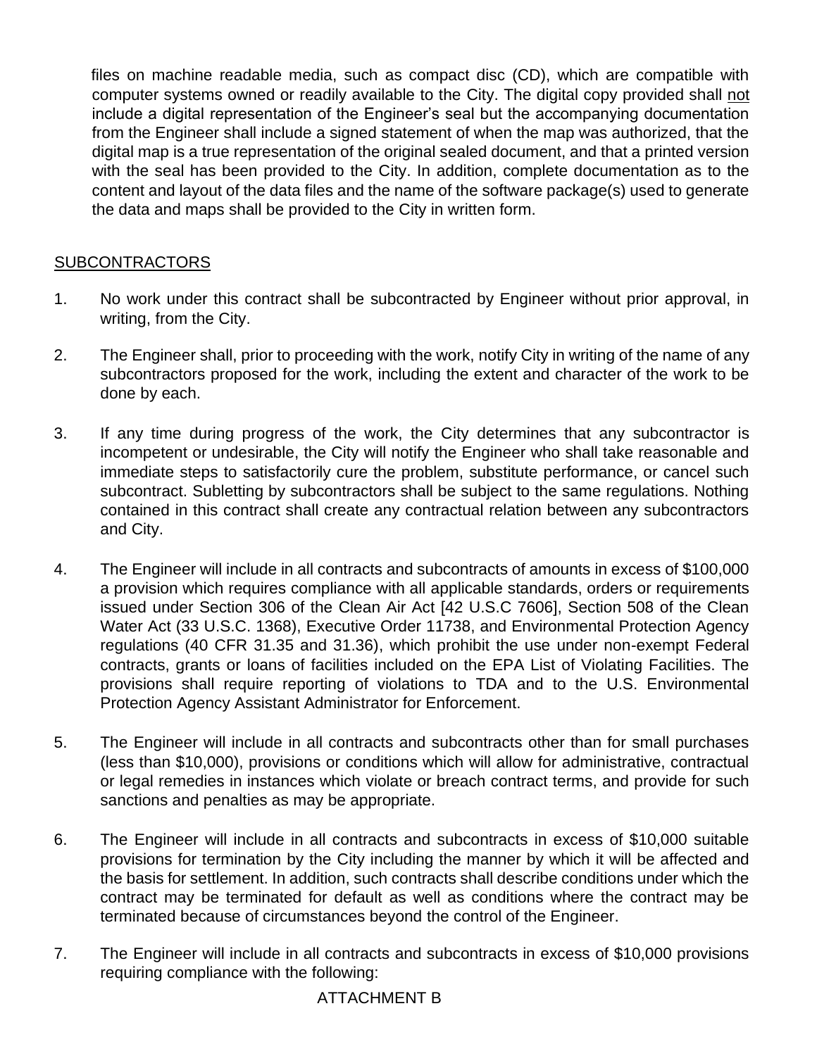files on machine readable media, such as compact disc (CD), which are compatible with computer systems owned or readily available to the City. The digital copy provided shall not include a digital representation of the Engineer's seal but the accompanying documentation from the Engineer shall include a signed statement of when the map was authorized, that the digital map is a true representation of the original sealed document, and that a printed version with the seal has been provided to the City. In addition, complete documentation as to the content and layout of the data files and the name of the software package(s) used to generate the data and maps shall be provided to the City in written form.

SUBCONTRACTORS

1. No work under this contract shall be subcontracted by Engineer without prior approval, in writing, from the City.

2. The Engineer shall, prior to proceeding with the work, notify City in writing of the name of any subcontractors proposed for the work, including the extent and character of the work to be done by each.

3. If any time during progress of the work, the City determines that any subcontractor is incompetent or undesirable, the City will notify the Engineer who shall take reasonable and immediate steps to satisfactorily cure the problem, substitute performance, or cancel such subcontract. Subletting by subcontractors shall be subject to the same regulations. Nothing contained in this contract shall create any contractual relation between any subcontractors and City.

4. The Engineer will include in all contracts and subcontracts of amounts in excess of $100,000 a provision which requires compliance with all applicable standards, orders or requirements issued under Section 306 of the Clean Air Act [42 U.S.C 7606], Section 508 of the Clean Water Act (33 U.S.C. 1368), Executive Order 11738, and Environmental Protection Agency regulations (40 CFR 31.35 and 31.36), which prohibit the use under non-exempt Federal contracts, grants or loans of facilities included on the EPA List of Violating Facilities. The provisions shall require reporting of violations to TDA and to the U.S. Environmental Protection Agency Assistant Administrator for Enforcement.

5. The Engineer will include in all contracts and subcontracts other than for small purchases (less than $10,000), provisions or conditions which will allow for administrative, contractual or legal remedies in instances which violate or breach contract terms, and provide for such sanctions and penalties as may be appropriate.

6. The Engineer will include in all contracts and subcontracts in excess of $10,000 suitable provisions for termination by the City including the manner by which it will be affected and the basis for settlement. In addition, such contracts shall describe conditions under which the contract may be terminated for default as well as conditions where the contract may be terminated because of circumstances beyond the control of the Engineer.

7. The Engineer will include in all contracts and subcontracts in excess of $10,000 provisions requiring compliance with the following: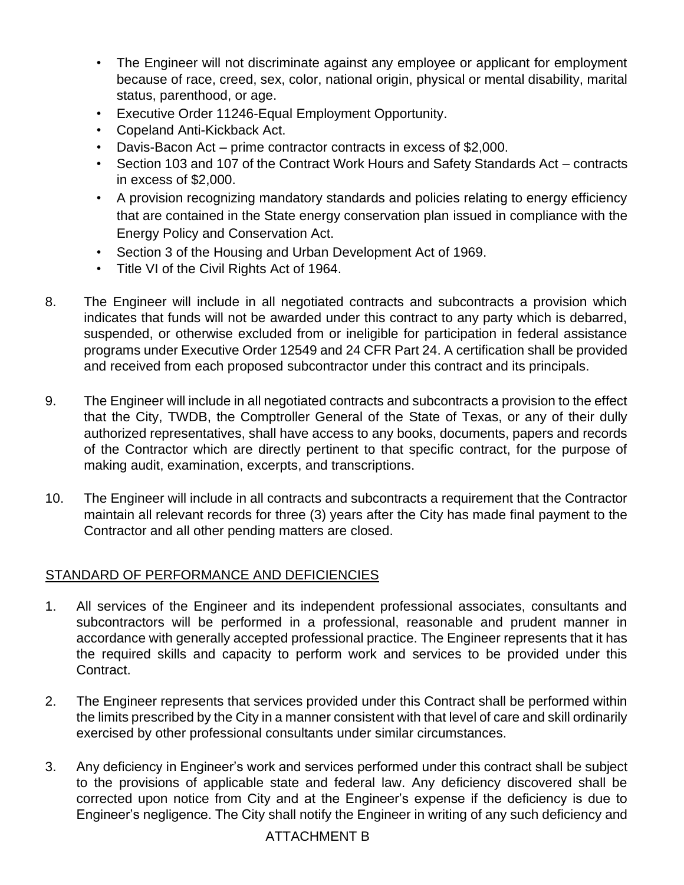- The Engineer will not discriminate against any employee or applicant for employment because of race, creed, sex, color, national origin, physical or mental disability, marital status, parenthood, or age.
- Executive Order 11246-Equal Employment Opportunity.
- Copeland Anti-Kickback Act.
- Davis-Bacon Act – prime contractor contracts in excess of $2,000.
- Section 103 and 107 of the Contract Work Hours and Safety Standards Act – contracts in excess of $2,000.
- A provision recognizing mandatory standards and policies relating to energy efficiency that are contained in the State energy conservation plan issued in compliance with the Energy Policy and Conservation Act.
- Section 3 of the Housing and Urban Development Act of 1969.
- Title VI of the Civil Rights Act of 1964.

8. The Engineer will include in all negotiated contracts and subcontracts a provision which indicates that funds will not be awarded under this contract to any party which is debarred, suspended, or otherwise excluded from or ineligible for participation in federal assistance programs under Executive Order 12549 and 24 CFR Part 24. A certification shall be provided and received from each proposed subcontractor under this contract and its principals.

9. The Engineer will include in all negotiated contracts and subcontracts a provision to the effect that the City, TWDB, the Comptroller General of the State of Texas, or any of their dully authorized representatives, shall have access to any books, documents, papers and records of the Contractor which are directly pertinent to that specific contract, for the purpose of making audit, examination, excerpts, and transcriptions.

10. The Engineer will include in all contracts and subcontracts a requirement that the Contractor maintain all relevant records for three (3) years after the City has made final payment to the Contractor and all other pending matters are closed.

STANDARD OF PERFORMANCE AND DEFICIENCIES

1. All services of the Engineer and its independent professional associates, consultants and subcontractors will be performed in a professional, reasonable and prudent manner in accordance with generally accepted professional practice. The Engineer represents that it has the required skills and capacity to perform work and services to be provided under this Contract.

2. The Engineer represents that services provided under this Contract shall be performed within the limits prescribed by the City in a manner consistent with that level of care and skill ordinarily exercised by other professional consultants under similar circumstances.

3. Any deficiency in Engineer's work and services performed under this contract shall be subject to the provisions of applicable state and federal law. Any deficiency discovered shall be corrected upon notice from City and at the Engineer's expense if the deficiency is due to Engineer's negligence. The City shall notify the Engineer in writing of any such deficiency and

ATTACHMENT B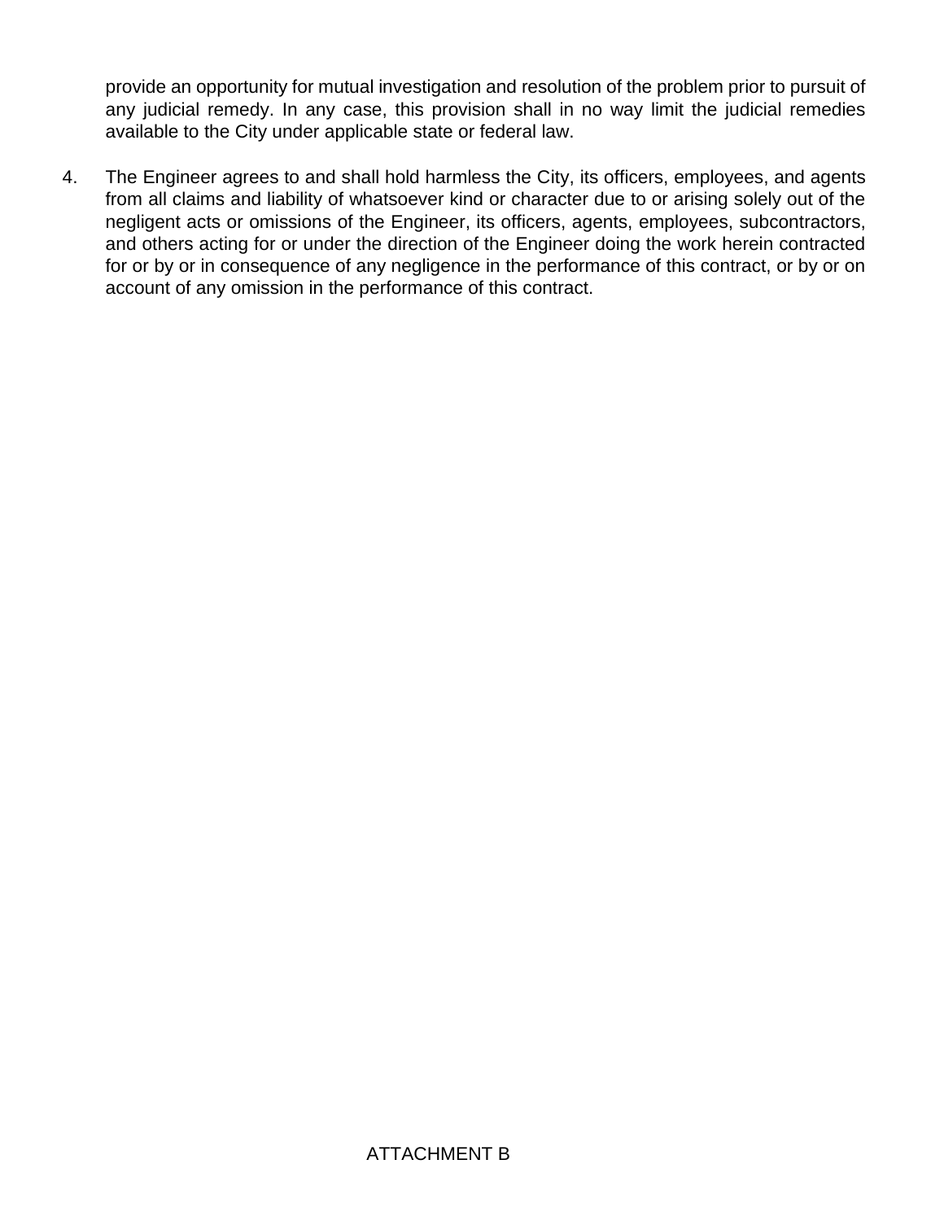provide an opportunity for mutual investigation and resolution of the problem prior to pursuit of any judicial remedy. In any case, this provision shall in no way limit the judicial remedies available to the City under applicable state or federal law.

4. The Engineer agrees to and shall hold harmless the City, its officers, employees, and agents from all claims and liability of whatsoever kind or character due to or arising solely out of the negligent acts or omissions of the Engineer, its officers, agents, employees, subcontractors, and others acting for or under the direction of the Engineer doing the work herein contracted for or by or in consequence of any negligence in the performance of this contract, or by or on account of any omission in the performance of this contract.

ATTACHMENT B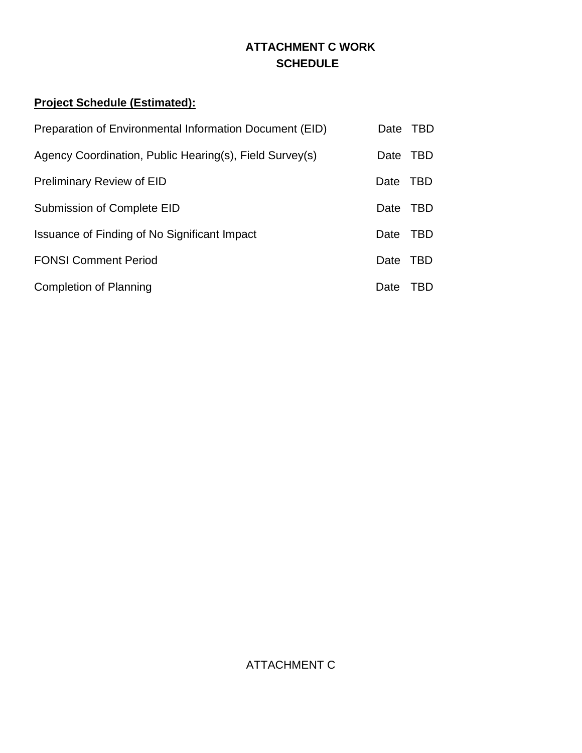# ATTACHMENT C WORK SCHEDULE

**Project Schedule (Estimated):**

| | |
|---|---|
| Preparation of Environmental Information Document (EID) | Date TBD |
| Agency Coordination, Public Hearing(s), Field Survey(s) | Date TBD |
| Preliminary Review of EID | Date TBD |
| Submission of Complete EID | Date TBD |
| Issuance of Finding of No Significant Impact | Date TBD |
| FONSI Comment Period | Date TBD |
| Completion of Planning | Date TBD |

ATTACHMENT C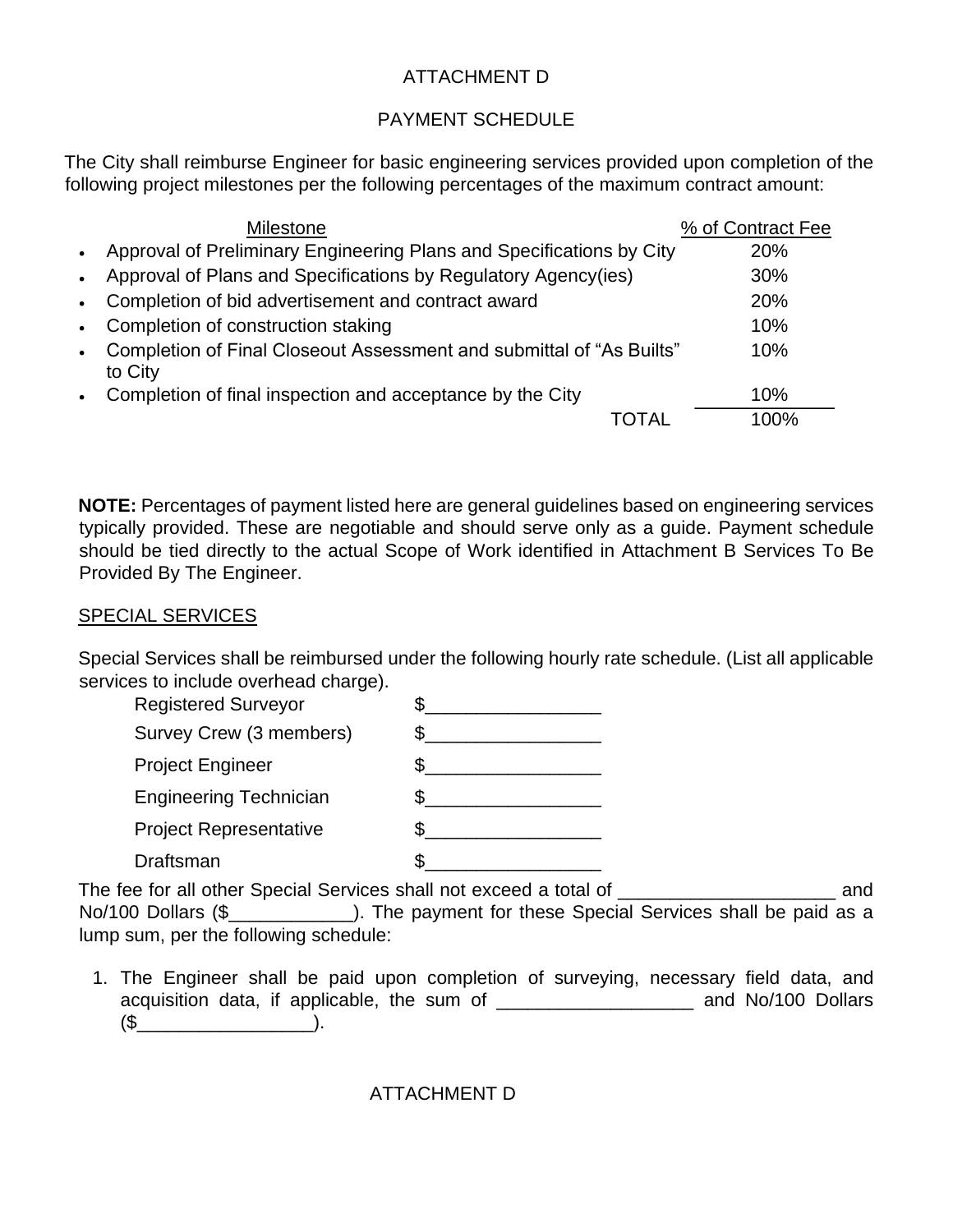# ATTACHMENT D

## PAYMENT SCHEDULE

The City shall reimburse Engineer for basic engineering services provided upon completion of the following project milestones per the following percentages of the maximum contract amount:

| Milestone | % of Contract Fee |
|---|---|
| • Approval of Preliminary Engineering Plans and Specifications by City | 20% |
| • Approval of Plans and Specifications by Regulatory Agency(ies) | 30% |
| • Completion of bid advertisement and contract award | 20% |
| • Completion of construction staking | 10% |
| • Completion of Final Closeout Assessment and submittal of "As Builts" to City | 10% |
| • Completion of final inspection and acceptance by the City | 10% |
| TOTAL | 100% |

**NOTE:** Percentages of payment listed here are general guidelines based on engineering services typically provided. These are negotiable and should serve only as a guide. Payment schedule should be tied directly to the actual Scope of Work identified in Attachment B Services To Be Provided By The Engineer.

SPECIAL SERVICES

Special Services shall be reimbursed under the following hourly rate schedule. (List all applicable services to include overhead charge).

| | |
|---|---|
| Registered Surveyor | $_________________ |
| Survey Crew (3 members) | $_________________ |
| Project Engineer | $_________________ |
| Engineering Technician | $_________________ |
| Project Representative | $_________________ |
| Draftsman | $_________________ |

The fee for all other Special Services shall not exceed a total of _____________________ and No/100 Dollars ($____________). The payment for these Special Services shall be paid as a lump sum, per the following schedule:

1. The Engineer shall be paid upon completion of surveying, necessary field data, and acquisition data, if applicable, the sum of ___________________ and No/100 Dollars ($_________________).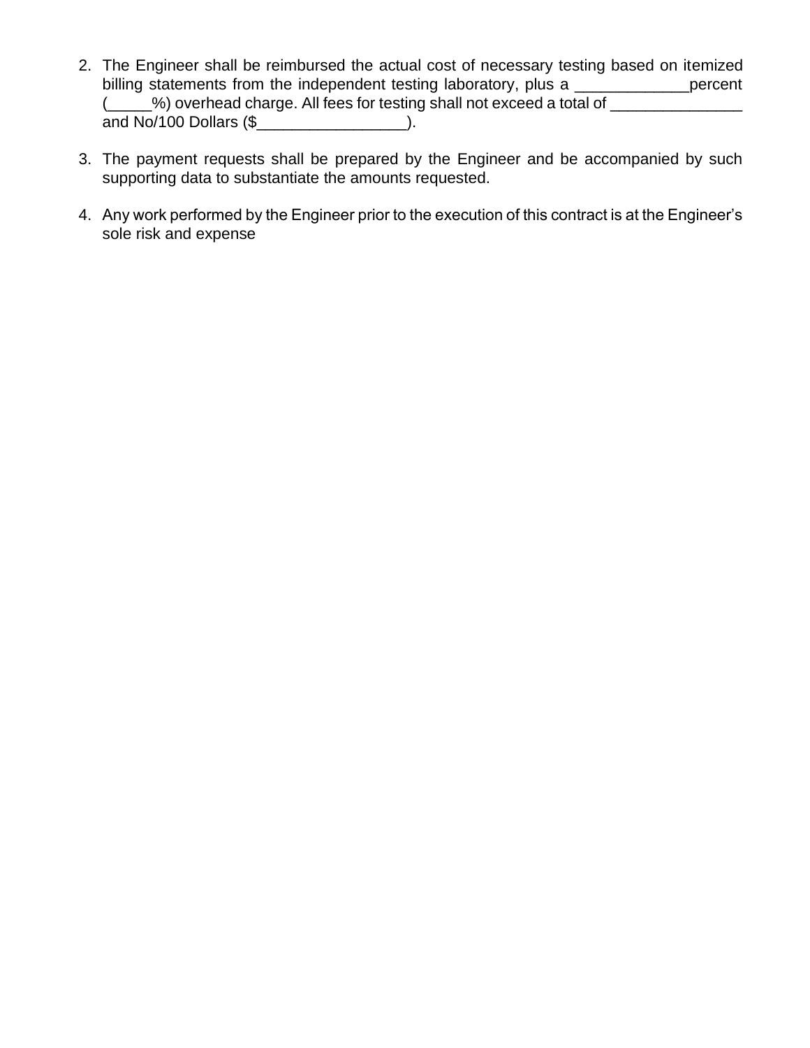2. The Engineer shall be reimbursed the actual cost of necessary testing based on itemized billing statements from the independent testing laboratory, plus a _____________percent (_____%) overhead charge. All fees for testing shall not exceed a total of _______________ and No/100 Dollars ($_________________).

3. The payment requests shall be prepared by the Engineer and be accompanied by such supporting data to substantiate the amounts requested.

4. Any work performed by the Engineer prior to the execution of this contract is at the Engineer's sole risk and expense